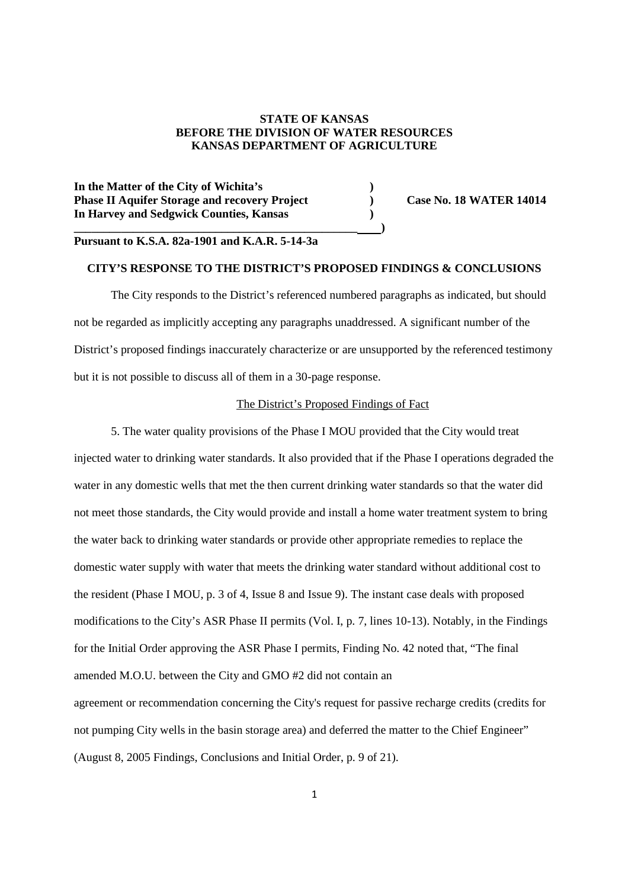**STATE OF KANSAS**
**BEFORE THE DIVISION OF WATER RESOURCES**
**KANSAS DEPARTMENT OF AGRICULTURE**

**In the Matter of the City of Wichita's** )
**Phase II Aquifer Storage and recovery Project** ) **Case No. 18 WATER 14014**
**In Harvey and Sedgwick Counties, Kansas** )
________________________________________________)
**Pursuant to K.S.A. 82a-1901 and K.A.R. 5-14-3a**

**CITY'S RESPONSE TO THE DISTRICT'S PROPOSED FINDINGS & CONCLUSIONS**

The City responds to the District's referenced numbered paragraphs as indicated, but should not be regarded as implicitly accepting any paragraphs unaddressed. A significant number of the District's proposed findings inaccurately characterize or are unsupported by the referenced testimony but it is not possible to discuss all of them in a 30-page response.

The District's Proposed Findings of Fact

5. The water quality provisions of the Phase I MOU provided that the City would treat injected water to drinking water standards. It also provided that if the Phase I operations degraded the water in any domestic wells that met the then current drinking water standards so that the water did not meet those standards, the City would provide and install a home water treatment system to bring the water back to drinking water standards or provide other appropriate remedies to replace the domestic water supply with water that meets the drinking water standard without additional cost to the resident (Phase I MOU, p. 3 of 4, Issue 8 and Issue 9). The instant case deals with proposed modifications to the City's ASR Phase II permits (Vol. I, p. 7, lines 10-13). Notably, in the Findings for the Initial Order approving the ASR Phase I permits, Finding No. 42 noted that, "The final amended M.O.U. between the City and GMO #2 did not contain an agreement or recommendation concerning the City's request for passive recharge credits (credits for not pumping City wells in the basin storage area) and deferred the matter to the Chief Engineer" (August 8, 2005 Findings, Conclusions and Initial Order, p. 9 of 21).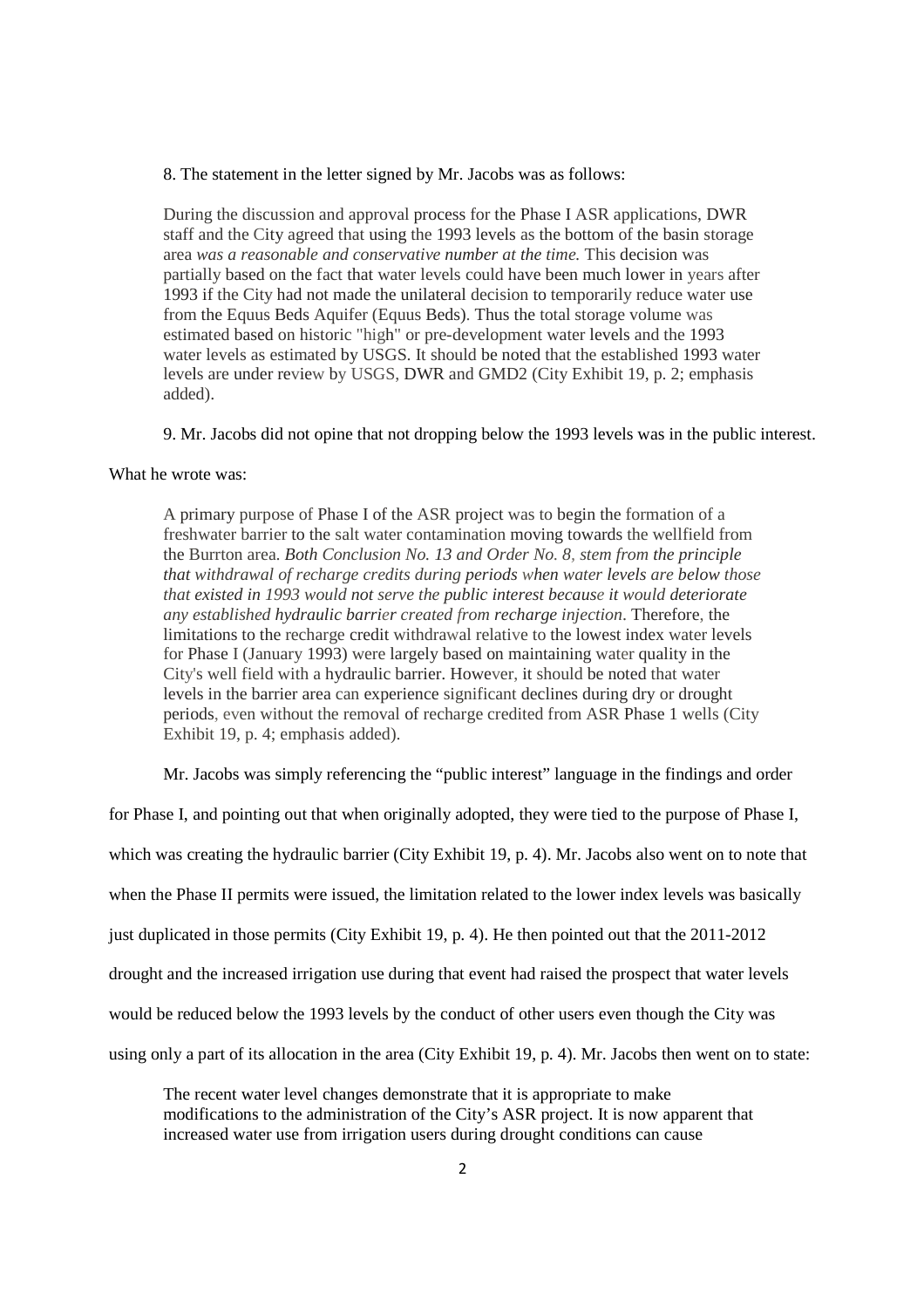8. The statement in the letter signed by Mr. Jacobs was as follows:

> During the discussion and approval process for the Phase I ASR applications, DWR staff and the City agreed that using the 1993 levels as the bottom of the basin storage area *was a reasonable and conservative number at the time.* This decision was partially based on the fact that water levels could have been much lower in years after 1993 if the City had not made the unilateral decision to temporarily reduce water use from the Equus Beds Aquifer (Equus Beds). Thus the total storage volume was estimated based on historic "high" or pre-development water levels and the 1993 water levels as estimated by USGS. It should be noted that the established 1993 water levels are under review by USGS, DWR and GMD2 (City Exhibit 19, p. 2; emphasis added).

9. Mr. Jacobs did not opine that not dropping below the 1993 levels was in the public interest.

What he wrote was:

> A primary purpose of Phase I of the ASR project was to begin the formation of a freshwater barrier to the salt water contamination moving towards the wellfield from the Burrton area. *Both Conclusion No. 13 and Order No. 8, stem from the principle that withdrawal of recharge credits during periods when water levels are below those that existed in 1993 would not serve the public interest because it would deteriorate any established hydraulic barrier created from recharge injection*. Therefore, the limitations to the recharge credit withdrawal relative to the lowest index water levels for Phase I (January 1993) were largely based on maintaining water quality in the City's well field with a hydraulic barrier. However, it should be noted that water levels in the barrier area can experience significant declines during dry or drought periods, even without the removal of recharge credited from ASR Phase 1 wells (City Exhibit 19, p. 4; emphasis added).

Mr. Jacobs was simply referencing the "public interest" language in the findings and order for Phase I, and pointing out that when originally adopted, they were tied to the purpose of Phase I, which was creating the hydraulic barrier (City Exhibit 19, p. 4). Mr. Jacobs also went on to note that when the Phase II permits were issued, the limitation related to the lower index levels was basically just duplicated in those permits (City Exhibit 19, p. 4). He then pointed out that the 2011-2012 drought and the increased irrigation use during that event had raised the prospect that water levels would be reduced below the 1993 levels by the conduct of other users even though the City was using only a part of its allocation in the area (City Exhibit 19, p. 4). Mr. Jacobs then went on to state:

> The recent water level changes demonstrate that it is appropriate to make modifications to the administration of the City's ASR project. It is now apparent that increased water use from irrigation users during drought conditions can cause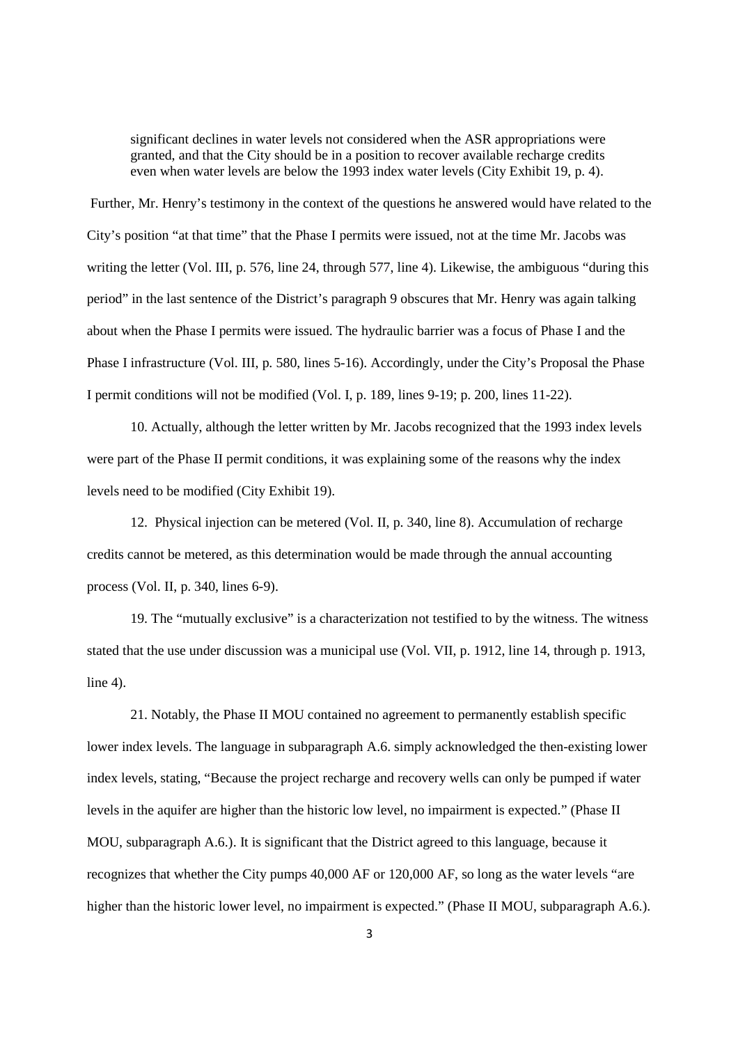> significant declines in water levels not considered when the ASR appropriations were granted, and that the City should be in a position to recover available recharge credits even when water levels are below the 1993 index water levels (City Exhibit 19, p. 4).

Further, Mr. Henry's testimony in the context of the questions he answered would have related to the City's position "at that time" that the Phase I permits were issued, not at the time Mr. Jacobs was writing the letter (Vol. III, p. 576, line 24, through 577, line 4). Likewise, the ambiguous "during this period" in the last sentence of the District's paragraph 9 obscures that Mr. Henry was again talking about when the Phase I permits were issued. The hydraulic barrier was a focus of Phase I and the Phase I infrastructure (Vol. III, p. 580, lines 5-16). Accordingly, under the City's Proposal the Phase I permit conditions will not be modified (Vol. I, p. 189, lines 9-19; p. 200, lines 11-22).

10. Actually, although the letter written by Mr. Jacobs recognized that the 1993 index levels were part of the Phase II permit conditions, it was explaining some of the reasons why the index levels need to be modified (City Exhibit 19).

12. Physical injection can be metered (Vol. II, p. 340, line 8). Accumulation of recharge credits cannot be metered, as this determination would be made through the annual accounting process (Vol. II, p. 340, lines 6-9).

19. The "mutually exclusive" is a characterization not testified to by the witness. The witness stated that the use under discussion was a municipal use (Vol. VII, p. 1912, line 14, through p. 1913, line 4).

21. Notably, the Phase II MOU contained no agreement to permanently establish specific lower index levels. The language in subparagraph A.6. simply acknowledged the then-existing lower index levels, stating, "Because the project recharge and recovery wells can only be pumped if water levels in the aquifer are higher than the historic low level, no impairment is expected." (Phase II MOU, subparagraph A.6.). It is significant that the District agreed to this language, because it recognizes that whether the City pumps 40,000 AF or 120,000 AF, so long as the water levels "are higher than the historic lower level, no impairment is expected." (Phase II MOU, subparagraph A.6.).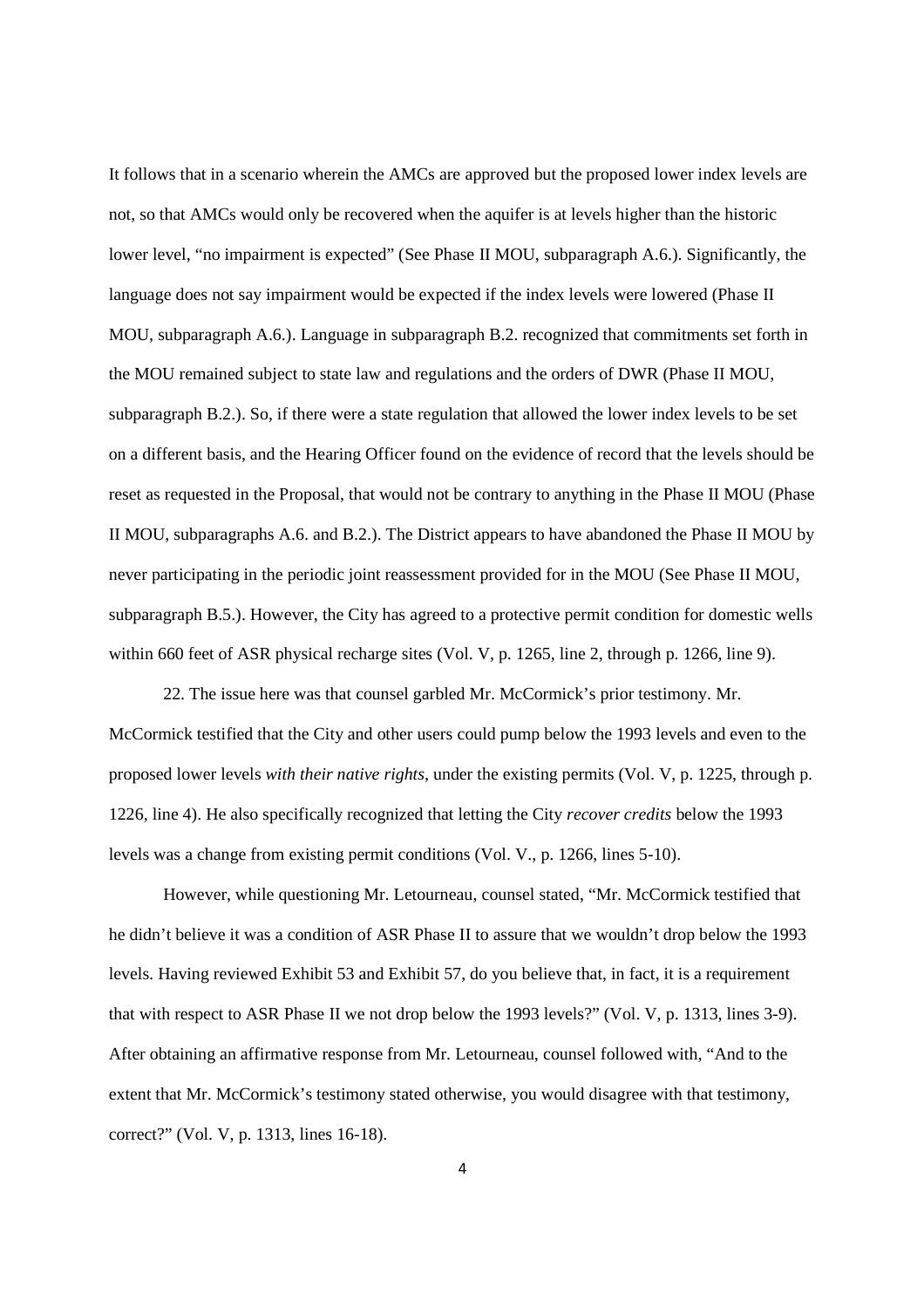It follows that in a scenario wherein the AMCs are approved but the proposed lower index levels are not, so that AMCs would only be recovered when the aquifer is at levels higher than the historic lower level, "no impairment is expected" (See Phase II MOU, subparagraph A.6.). Significantly, the language does not say impairment would be expected if the index levels were lowered (Phase II MOU, subparagraph A.6.). Language in subparagraph B.2. recognized that commitments set forth in the MOU remained subject to state law and regulations and the orders of DWR (Phase II MOU, subparagraph B.2.). So, if there were a state regulation that allowed the lower index levels to be set on a different basis, and the Hearing Officer found on the evidence of record that the levels should be reset as requested in the Proposal, that would not be contrary to anything in the Phase II MOU (Phase II MOU, subparagraphs A.6. and B.2.). The District appears to have abandoned the Phase II MOU by never participating in the periodic joint reassessment provided for in the MOU (See Phase II MOU, subparagraph B.5.). However, the City has agreed to a protective permit condition for domestic wells within 660 feet of ASR physical recharge sites (Vol. V, p. 1265, line 2, through p. 1266, line 9).

22. The issue here was that counsel garbled Mr. McCormick's prior testimony. Mr. McCormick testified that the City and other users could pump below the 1993 levels and even to the proposed lower levels *with their native rights*, under the existing permits (Vol. V, p. 1225, through p. 1226, line 4). He also specifically recognized that letting the City *recover credits* below the 1993 levels was a change from existing permit conditions (Vol. V., p. 1266, lines 5-10).

However, while questioning Mr. Letourneau, counsel stated, "Mr. McCormick testified that he didn't believe it was a condition of ASR Phase II to assure that we wouldn't drop below the 1993 levels. Having reviewed Exhibit 53 and Exhibit 57, do you believe that, in fact, it is a requirement that with respect to ASR Phase II we not drop below the 1993 levels?" (Vol. V, p. 1313, lines 3-9). After obtaining an affirmative response from Mr. Letourneau, counsel followed with, "And to the extent that Mr. McCormick's testimony stated otherwise, you would disagree with that testimony, correct?" (Vol. V, p. 1313, lines 16-18).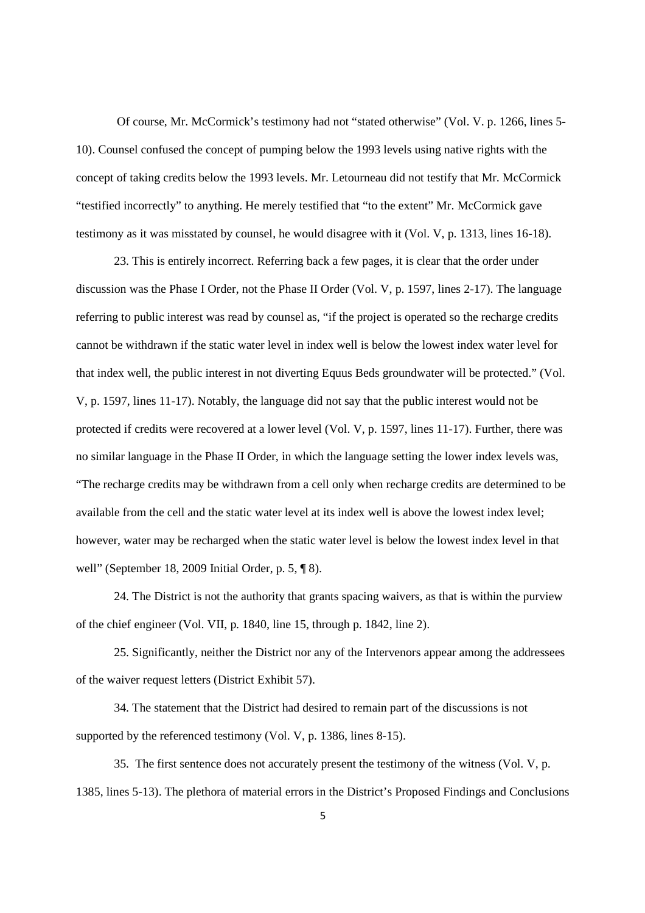Of course, Mr. McCormick's testimony had not "stated otherwise" (Vol. V. p. 1266, lines 5-10). Counsel confused the concept of pumping below the 1993 levels using native rights with the concept of taking credits below the 1993 levels. Mr. Letourneau did not testify that Mr. McCormick "testified incorrectly" to anything. He merely testified that "to the extent" Mr. McCormick gave testimony as it was misstated by counsel, he would disagree with it (Vol. V, p. 1313, lines 16-18).

23. This is entirely incorrect. Referring back a few pages, it is clear that the order under discussion was the Phase I Order, not the Phase II Order (Vol. V, p. 1597, lines 2-17). The language referring to public interest was read by counsel as, "if the project is operated so the recharge credits cannot be withdrawn if the static water level in index well is below the lowest index water level for that index well, the public interest in not diverting Equus Beds groundwater will be protected." (Vol. V, p. 1597, lines 11-17). Notably, the language did not say that the public interest would not be protected if credits were recovered at a lower level (Vol. V, p. 1597, lines 11-17). Further, there was no similar language in the Phase II Order, in which the language setting the lower index levels was, "The recharge credits may be withdrawn from a cell only when recharge credits are determined to be available from the cell and the static water level at its index well is above the lowest index level; however, water may be recharged when the static water level is below the lowest index level in that well" (September 18, 2009 Initial Order, p. 5, ¶ 8).

24. The District is not the authority that grants spacing waivers, as that is within the purview of the chief engineer (Vol. VII, p. 1840, line 15, through p. 1842, line 2).

25. Significantly, neither the District nor any of the Intervenors appear among the addressees of the waiver request letters (District Exhibit 57).

34. The statement that the District had desired to remain part of the discussions is not supported by the referenced testimony (Vol. V, p. 1386, lines 8-15).

35. The first sentence does not accurately present the testimony of the witness (Vol. V, p. 1385, lines 5-13). The plethora of material errors in the District's Proposed Findings and Conclusions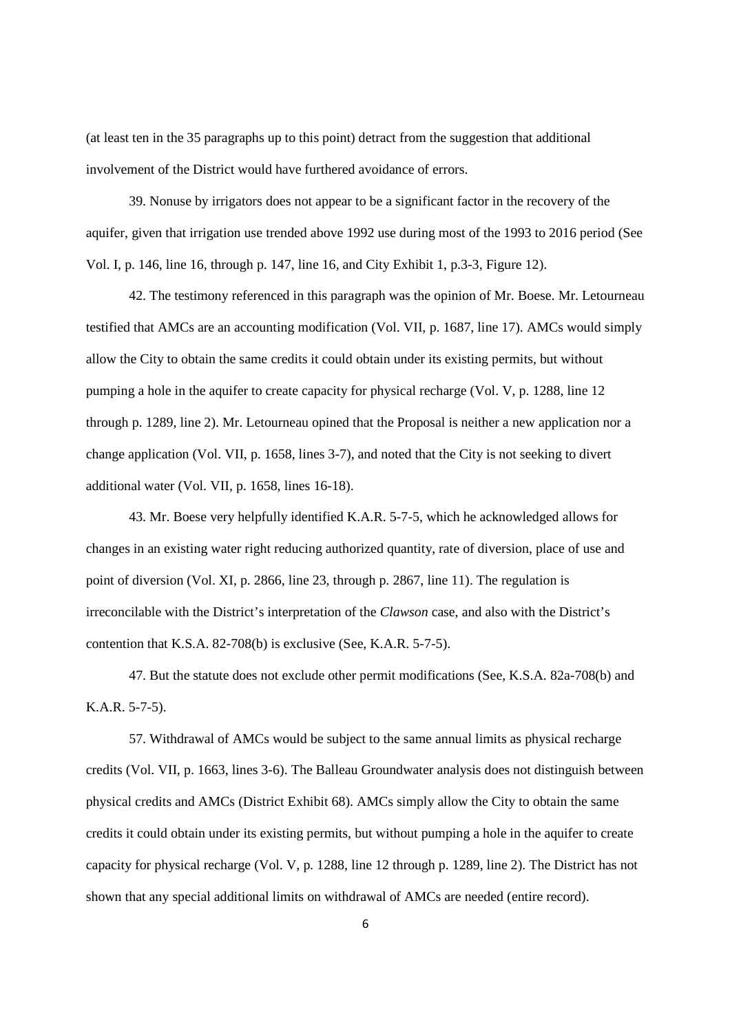(at least ten in the 35 paragraphs up to this point) detract from the suggestion that additional involvement of the District would have furthered avoidance of errors.

39. Nonuse by irrigators does not appear to be a significant factor in the recovery of the aquifer, given that irrigation use trended above 1992 use during most of the 1993 to 2016 period (See Vol. I, p. 146, line 16, through p. 147, line 16, and City Exhibit 1, p.3-3, Figure 12).

42. The testimony referenced in this paragraph was the opinion of Mr. Boese. Mr. Letourneau testified that AMCs are an accounting modification (Vol. VII, p. 1687, line 17). AMCs would simply allow the City to obtain the same credits it could obtain under its existing permits, but without pumping a hole in the aquifer to create capacity for physical recharge (Vol. V, p. 1288, line 12 through p. 1289, line 2). Mr. Letourneau opined that the Proposal is neither a new application nor a change application (Vol. VII, p. 1658, lines 3-7), and noted that the City is not seeking to divert additional water (Vol. VII, p. 1658, lines 16-18).

43. Mr. Boese very helpfully identified K.A.R. 5-7-5, which he acknowledged allows for changes in an existing water right reducing authorized quantity, rate of diversion, place of use and point of diversion (Vol. XI, p. 2866, line 23, through p. 2867, line 11). The regulation is irreconcilable with the District's interpretation of the *Clawson* case, and also with the District's contention that K.S.A. 82-708(b) is exclusive (See, K.A.R. 5-7-5).

47. But the statute does not exclude other permit modifications (See, K.S.A. 82a-708(b) and K.A.R. 5-7-5).

57. Withdrawal of AMCs would be subject to the same annual limits as physical recharge credits (Vol. VII, p. 1663, lines 3-6). The Balleau Groundwater analysis does not distinguish between physical credits and AMCs (District Exhibit 68). AMCs simply allow the City to obtain the same credits it could obtain under its existing permits, but without pumping a hole in the aquifer to create capacity for physical recharge (Vol. V, p. 1288, line 12 through p. 1289, line 2). The District has not shown that any special additional limits on withdrawal of AMCs are needed (entire record).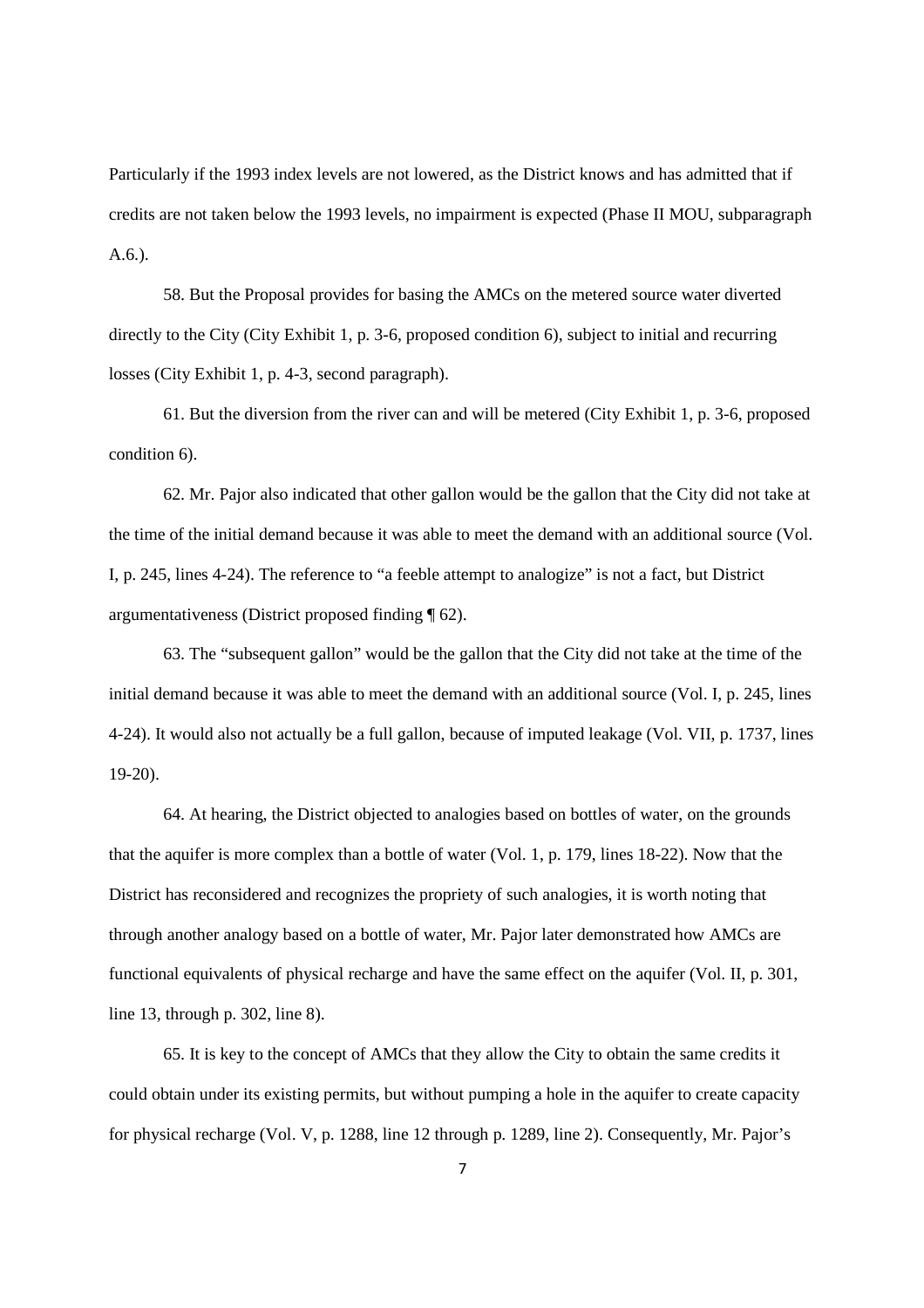Particularly if the 1993 index levels are not lowered, as the District knows and has admitted that if credits are not taken below the 1993 levels, no impairment is expected (Phase II MOU, subparagraph A.6.).

58. But the Proposal provides for basing the AMCs on the metered source water diverted directly to the City (City Exhibit 1, p. 3-6, proposed condition 6), subject to initial and recurring losses (City Exhibit 1, p. 4-3, second paragraph).

61. But the diversion from the river can and will be metered (City Exhibit 1, p. 3-6, proposed condition 6).

62. Mr. Pajor also indicated that other gallon would be the gallon that the City did not take at the time of the initial demand because it was able to meet the demand with an additional source (Vol. I, p. 245, lines 4-24). The reference to "a feeble attempt to analogize" is not a fact, but District argumentativeness (District proposed finding ¶ 62).

63. The "subsequent gallon" would be the gallon that the City did not take at the time of the initial demand because it was able to meet the demand with an additional source (Vol. I, p. 245, lines 4-24). It would also not actually be a full gallon, because of imputed leakage (Vol. VII, p. 1737, lines 19-20).

64. At hearing, the District objected to analogies based on bottles of water, on the grounds that the aquifer is more complex than a bottle of water (Vol. 1, p. 179, lines 18-22). Now that the District has reconsidered and recognizes the propriety of such analogies, it is worth noting that through another analogy based on a bottle of water, Mr. Pajor later demonstrated how AMCs are functional equivalents of physical recharge and have the same effect on the aquifer (Vol. II, p. 301, line 13, through p. 302, line 8).

65. It is key to the concept of AMCs that they allow the City to obtain the same credits it could obtain under its existing permits, but without pumping a hole in the aquifer to create capacity for physical recharge (Vol. V, p. 1288, line 12 through p. 1289, line 2). Consequently, Mr. Pajor's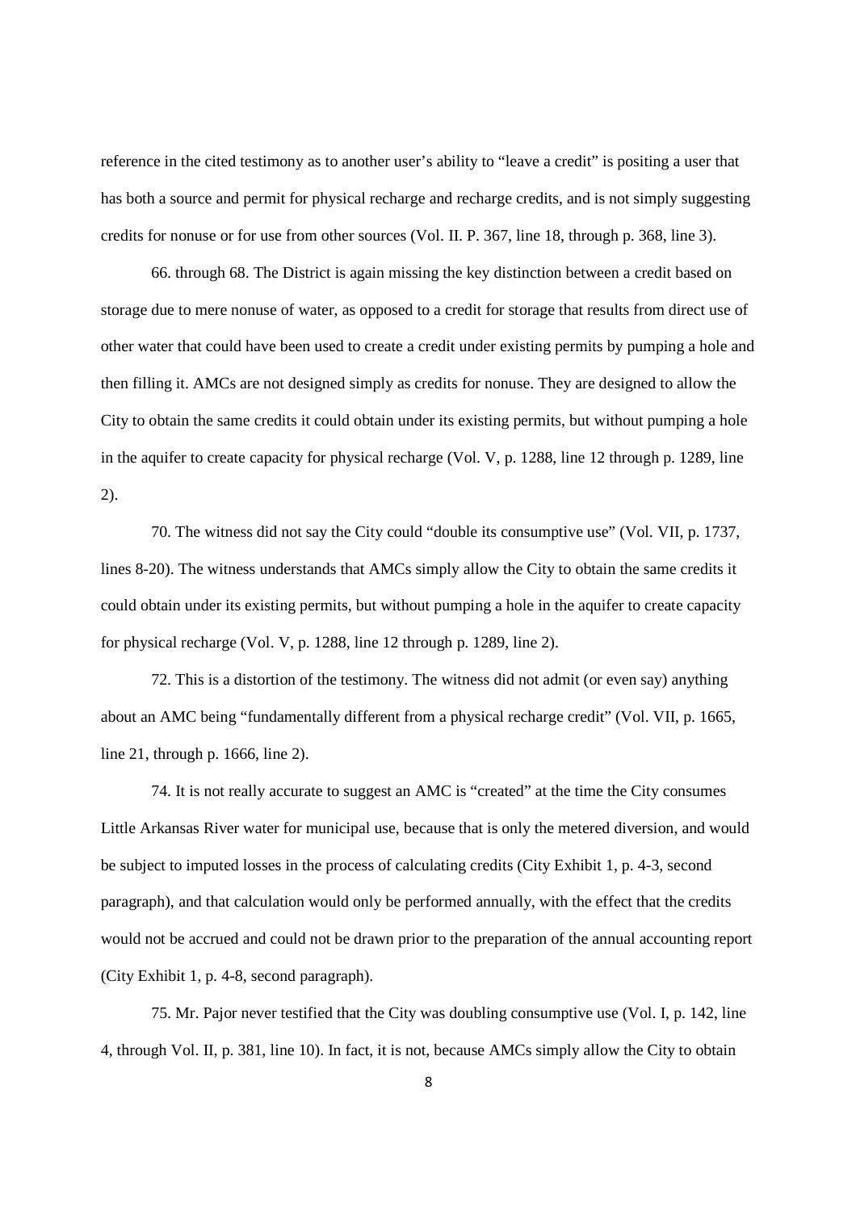reference in the cited testimony as to another user's ability to "leave a credit" is positing a user that has both a source and permit for physical recharge and recharge credits, and is not simply suggesting credits for nonuse or for use from other sources (Vol. II. P. 367, line 18, through p. 368, line 3).

66. through 68. The District is again missing the key distinction between a credit based on storage due to mere nonuse of water, as opposed to a credit for storage that results from direct use of other water that could have been used to create a credit under existing permits by pumping a hole and then filling it. AMCs are not designed simply as credits for nonuse. They are designed to allow the City to obtain the same credits it could obtain under its existing permits, but without pumping a hole in the aquifer to create capacity for physical recharge (Vol. V, p. 1288, line 12 through p. 1289, line 2).

70. The witness did not say the City could "double its consumptive use" (Vol. VII, p. 1737, lines 8-20). The witness understands that AMCs simply allow the City to obtain the same credits it could obtain under its existing permits, but without pumping a hole in the aquifer to create capacity for physical recharge (Vol. V, p. 1288, line 12 through p. 1289, line 2).

72. This is a distortion of the testimony. The witness did not admit (or even say) anything about an AMC being "fundamentally different from a physical recharge credit" (Vol. VII, p. 1665, line 21, through p. 1666, line 2).

74. It is not really accurate to suggest an AMC is "created" at the time the City consumes Little Arkansas River water for municipal use, because that is only the metered diversion, and would be subject to imputed losses in the process of calculating credits (City Exhibit 1, p. 4-3, second paragraph), and that calculation would only be performed annually, with the effect that the credits would not be accrued and could not be drawn prior to the preparation of the annual accounting report (City Exhibit 1, p. 4-8, second paragraph).

75. Mr. Pajor never testified that the City was doubling consumptive use (Vol. I, p. 142, line 4, through Vol. II, p. 381, line 10). In fact, it is not, because AMCs simply allow the City to obtain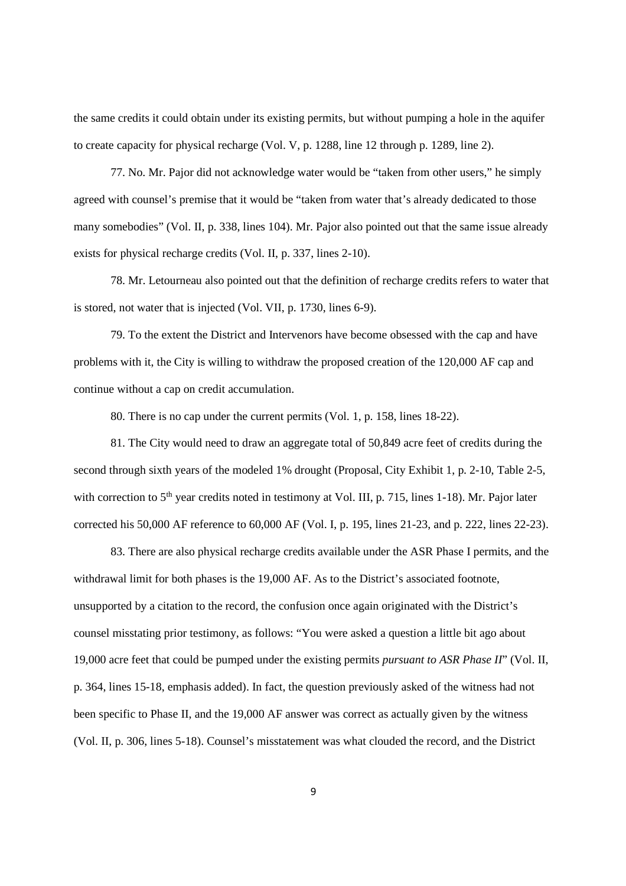the same credits it could obtain under its existing permits, but without pumping a hole in the aquifer to create capacity for physical recharge (Vol. V, p. 1288, line 12 through p. 1289, line 2).

77. No. Mr. Pajor did not acknowledge water would be "taken from other users," he simply agreed with counsel's premise that it would be "taken from water that's already dedicated to those many somebodies" (Vol. II, p. 338, lines 104). Mr. Pajor also pointed out that the same issue already exists for physical recharge credits (Vol. II, p. 337, lines 2-10).

78. Mr. Letourneau also pointed out that the definition of recharge credits refers to water that is stored, not water that is injected (Vol. VII, p. 1730, lines 6-9).

79. To the extent the District and Intervenors have become obsessed with the cap and have problems with it, the City is willing to withdraw the proposed creation of the 120,000 AF cap and continue without a cap on credit accumulation.

80. There is no cap under the current permits (Vol. 1, p. 158, lines 18-22).

81. The City would need to draw an aggregate total of 50,849 acre feet of credits during the second through sixth years of the modeled 1% drought (Proposal, City Exhibit 1, p. 2-10, Table 2-5, with correction to 5th year credits noted in testimony at Vol. III, p. 715, lines 1-18). Mr. Pajor later corrected his 50,000 AF reference to 60,000 AF (Vol. I, p. 195, lines 21-23, and p. 222, lines 22-23).

83. There are also physical recharge credits available under the ASR Phase I permits, and the withdrawal limit for both phases is the 19,000 AF. As to the District's associated footnote, unsupported by a citation to the record, the confusion once again originated with the District's counsel misstating prior testimony, as follows: "You were asked a question a little bit ago about 19,000 acre feet that could be pumped under the existing permits *pursuant to ASR Phase II*" (Vol. II, p. 364, lines 15-18, emphasis added). In fact, the question previously asked of the witness had not been specific to Phase II, and the 19,000 AF answer was correct as actually given by the witness (Vol. II, p. 306, lines 5-18). Counsel's misstatement was what clouded the record, and the District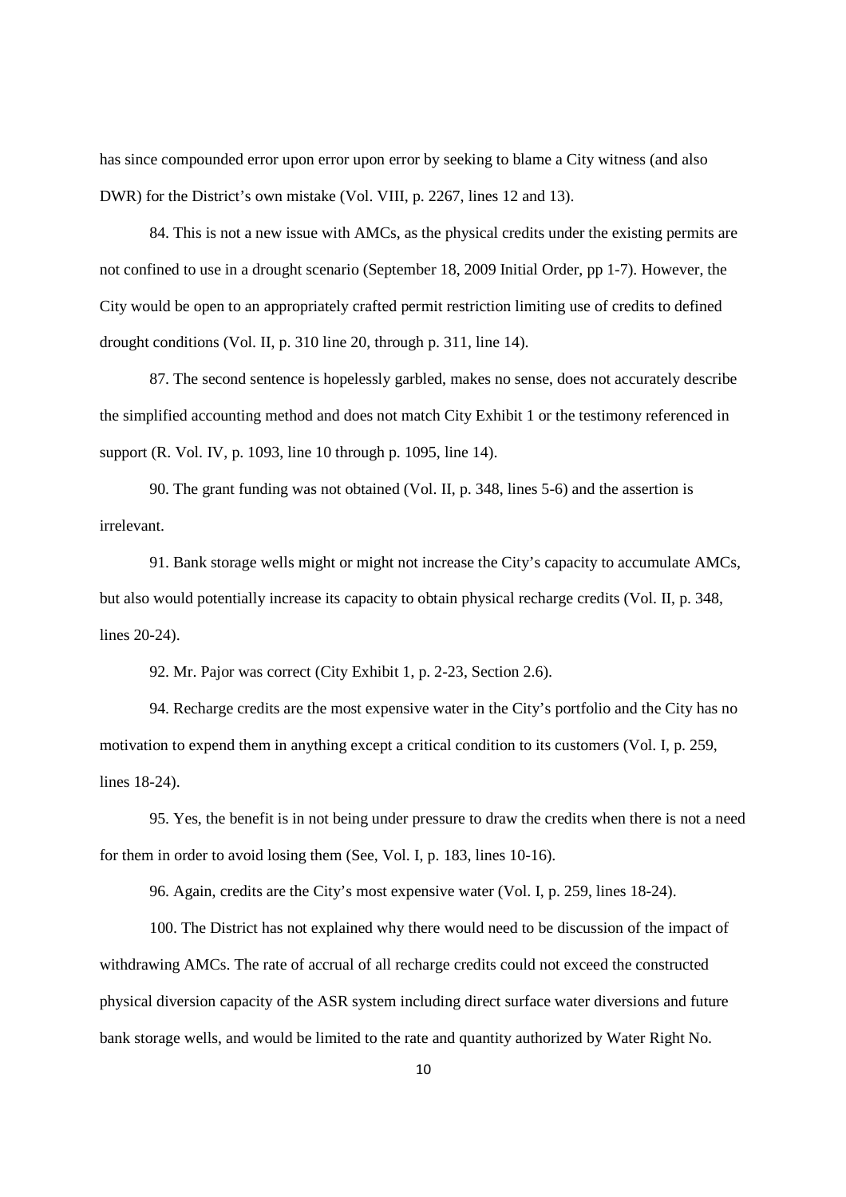has since compounded error upon error upon error by seeking to blame a City witness (and also DWR) for the District's own mistake (Vol. VIII, p. 2267, lines 12 and 13).

84. This is not a new issue with AMCs, as the physical credits under the existing permits are not confined to use in a drought scenario (September 18, 2009 Initial Order, pp 1-7). However, the City would be open to an appropriately crafted permit restriction limiting use of credits to defined drought conditions (Vol. II, p. 310 line 20, through p. 311, line 14).

87. The second sentence is hopelessly garbled, makes no sense, does not accurately describe the simplified accounting method and does not match City Exhibit 1 or the testimony referenced in support (R. Vol. IV, p. 1093, line 10 through p. 1095, line 14).

90. The grant funding was not obtained (Vol. II, p. 348, lines 5-6) and the assertion is irrelevant.

91. Bank storage wells might or might not increase the City's capacity to accumulate AMCs, but also would potentially increase its capacity to obtain physical recharge credits (Vol. II, p. 348, lines 20-24).

92. Mr. Pajor was correct (City Exhibit 1, p. 2-23, Section 2.6).

94. Recharge credits are the most expensive water in the City's portfolio and the City has no motivation to expend them in anything except a critical condition to its customers (Vol. I, p. 259, lines 18-24).

95. Yes, the benefit is in not being under pressure to draw the credits when there is not a need for them in order to avoid losing them (See, Vol. I, p. 183, lines 10-16).

96. Again, credits are the City's most expensive water (Vol. I, p. 259, lines 18-24).

100. The District has not explained why there would need to be discussion of the impact of withdrawing AMCs. The rate of accrual of all recharge credits could not exceed the constructed physical diversion capacity of the ASR system including direct surface water diversions and future bank storage wells, and would be limited to the rate and quantity authorized by Water Right No.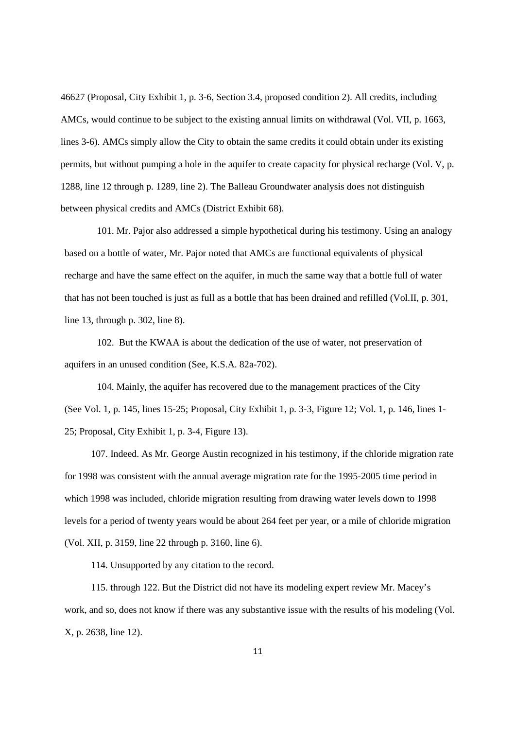46627 (Proposal, City Exhibit 1, p. 3-6, Section 3.4, proposed condition 2). All credits, including AMCs, would continue to be subject to the existing annual limits on withdrawal (Vol. VII, p. 1663, lines 3-6). AMCs simply allow the City to obtain the same credits it could obtain under its existing permits, but without pumping a hole in the aquifer to create capacity for physical recharge (Vol. V, p. 1288, line 12 through p. 1289, line 2). The Balleau Groundwater analysis does not distinguish between physical credits and AMCs (District Exhibit 68).

101. Mr. Pajor also addressed a simple hypothetical during his testimony. Using an analogy based on a bottle of water, Mr. Pajor noted that AMCs are functional equivalents of physical recharge and have the same effect on the aquifer, in much the same way that a bottle full of water that has not been touched is just as full as a bottle that has been drained and refilled (Vol.II, p. 301, line 13, through p. 302, line 8).

102. But the KWAA is about the dedication of the use of water, not preservation of aquifers in an unused condition (See, K.S.A. 82a-702).

104. Mainly, the aquifer has recovered due to the management practices of the City (See Vol. 1, p. 145, lines 15-25; Proposal, City Exhibit 1, p. 3-3, Figure 12; Vol. 1, p. 146, lines 1-25; Proposal, City Exhibit 1, p. 3-4, Figure 13).

107. Indeed. As Mr. George Austin recognized in his testimony, if the chloride migration rate for 1998 was consistent with the annual average migration rate for the 1995-2005 time period in which 1998 was included, chloride migration resulting from drawing water levels down to 1998 levels for a period of twenty years would be about 264 feet per year, or a mile of chloride migration (Vol. XII, p. 3159, line 22 through p. 3160, line 6).

114. Unsupported by any citation to the record.

115. through 122. But the District did not have its modeling expert review Mr. Macey's work, and so, does not know if there was any substantive issue with the results of his modeling (Vol. X, p. 2638, line 12).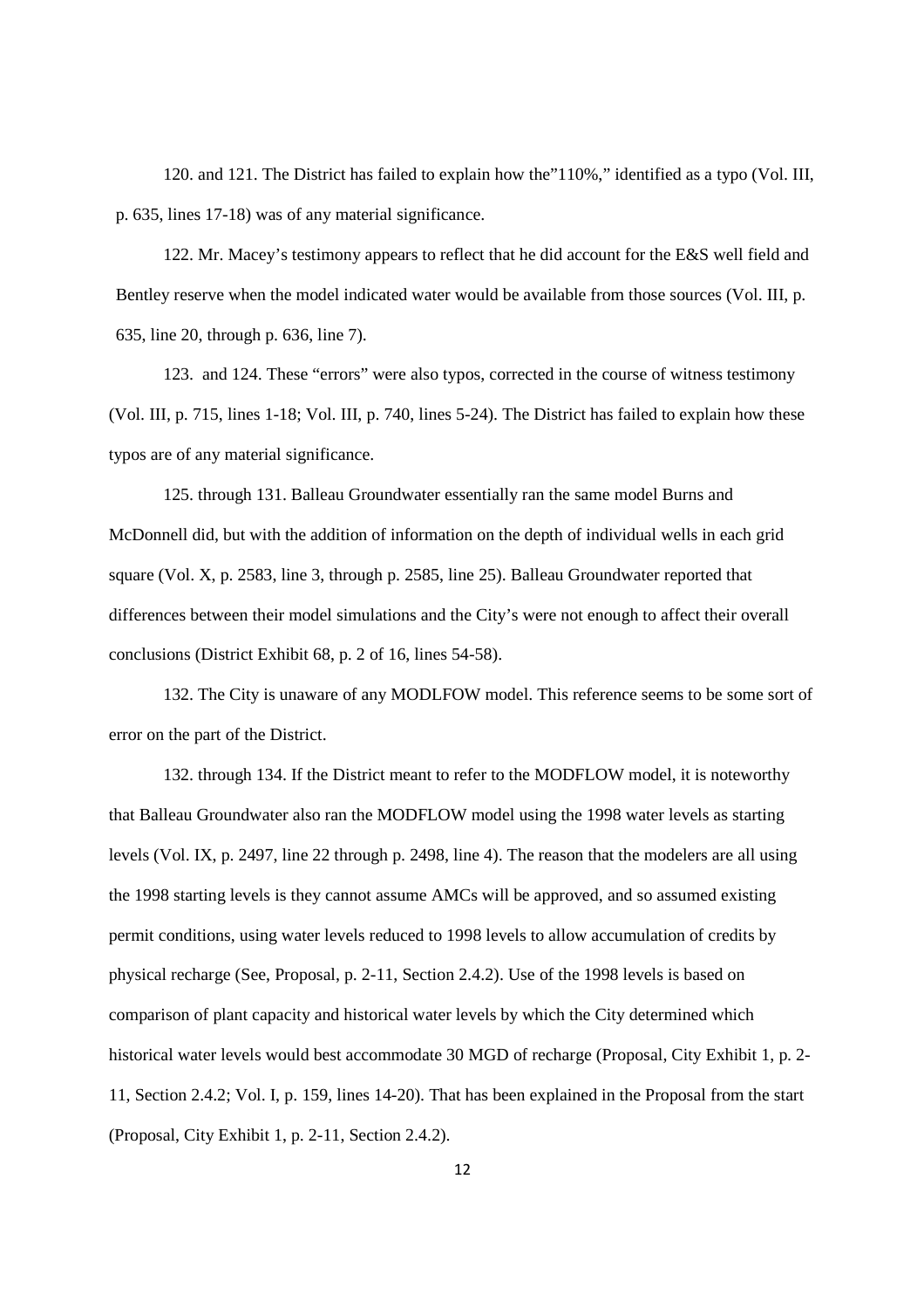120. and 121. The District has failed to explain how the"110%," identified as a typo (Vol. III, p. 635, lines 17-18) was of any material significance.

122. Mr. Macey's testimony appears to reflect that he did account for the E&S well field and Bentley reserve when the model indicated water would be available from those sources (Vol. III, p. 635, line 20, through p. 636, line 7).

123. and 124. These "errors" were also typos, corrected in the course of witness testimony (Vol. III, p. 715, lines 1-18; Vol. III, p. 740, lines 5-24). The District has failed to explain how these typos are of any material significance.

125. through 131. Balleau Groundwater essentially ran the same model Burns and McDonnell did, but with the addition of information on the depth of individual wells in each grid square (Vol. X, p. 2583, line 3, through p. 2585, line 25). Balleau Groundwater reported that differences between their model simulations and the City's were not enough to affect their overall conclusions (District Exhibit 68, p. 2 of 16, lines 54-58).

132. The City is unaware of any MODLFOW model. This reference seems to be some sort of error on the part of the District.

132. through 134. If the District meant to refer to the MODFLOW model, it is noteworthy that Balleau Groundwater also ran the MODFLOW model using the 1998 water levels as starting levels (Vol. IX, p. 2497, line 22 through p. 2498, line 4). The reason that the modelers are all using the 1998 starting levels is they cannot assume AMCs will be approved, and so assumed existing permit conditions, using water levels reduced to 1998 levels to allow accumulation of credits by physical recharge (See, Proposal, p. 2-11, Section 2.4.2). Use of the 1998 levels is based on comparison of plant capacity and historical water levels by which the City determined which historical water levels would best accommodate 30 MGD of recharge (Proposal, City Exhibit 1, p. 2-11, Section 2.4.2; Vol. I, p. 159, lines 14-20). That has been explained in the Proposal from the start (Proposal, City Exhibit 1, p. 2-11, Section 2.4.2).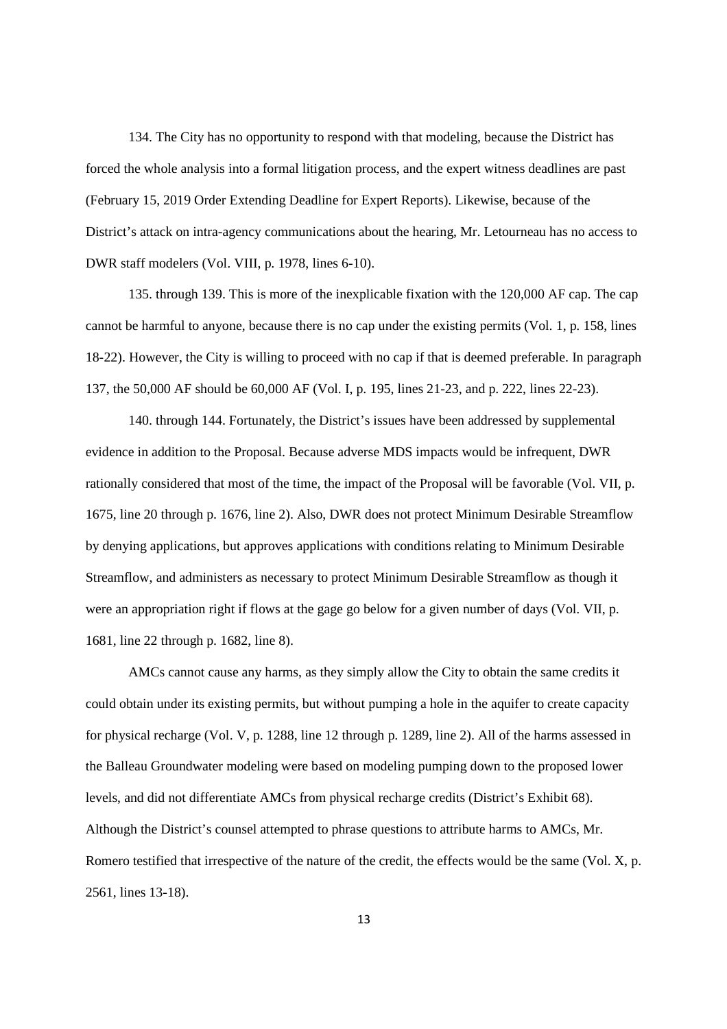134. The City has no opportunity to respond with that modeling, because the District has forced the whole analysis into a formal litigation process, and the expert witness deadlines are past (February 15, 2019 Order Extending Deadline for Expert Reports). Likewise, because of the District's attack on intra-agency communications about the hearing, Mr. Letourneau has no access to DWR staff modelers (Vol. VIII, p. 1978, lines 6-10).

135. through 139. This is more of the inexplicable fixation with the 120,000 AF cap. The cap cannot be harmful to anyone, because there is no cap under the existing permits (Vol. 1, p. 158, lines 18-22). However, the City is willing to proceed with no cap if that is deemed preferable. In paragraph 137, the 50,000 AF should be 60,000 AF (Vol. I, p. 195, lines 21-23, and p. 222, lines 22-23).

140. through 144. Fortunately, the District's issues have been addressed by supplemental evidence in addition to the Proposal. Because adverse MDS impacts would be infrequent, DWR rationally considered that most of the time, the impact of the Proposal will be favorable (Vol. VII, p. 1675, line 20 through p. 1676, line 2). Also, DWR does not protect Minimum Desirable Streamflow by denying applications, but approves applications with conditions relating to Minimum Desirable Streamflow, and administers as necessary to protect Minimum Desirable Streamflow as though it were an appropriation right if flows at the gage go below for a given number of days (Vol. VII, p. 1681, line 22 through p. 1682, line 8).

AMCs cannot cause any harms, as they simply allow the City to obtain the same credits it could obtain under its existing permits, but without pumping a hole in the aquifer to create capacity for physical recharge (Vol. V, p. 1288, line 12 through p. 1289, line 2). All of the harms assessed in the Balleau Groundwater modeling were based on modeling pumping down to the proposed lower levels, and did not differentiate AMCs from physical recharge credits (District's Exhibit 68). Although the District's counsel attempted to phrase questions to attribute harms to AMCs, Mr. Romero testified that irrespective of the nature of the credit, the effects would be the same (Vol. X, p. 2561, lines 13-18).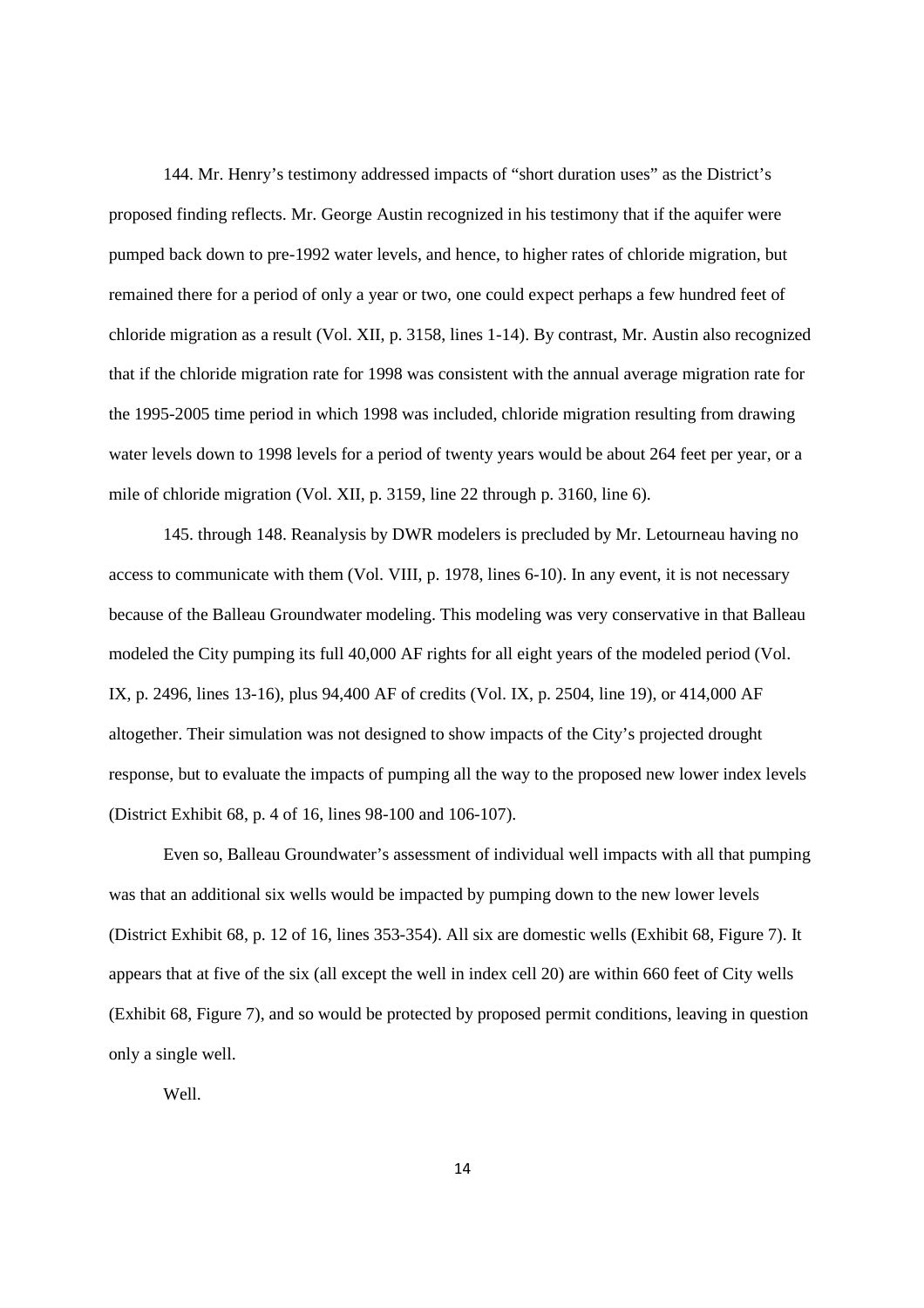144. Mr. Henry's testimony addressed impacts of "short duration uses" as the District's proposed finding reflects. Mr. George Austin recognized in his testimony that if the aquifer were pumped back down to pre-1992 water levels, and hence, to higher rates of chloride migration, but remained there for a period of only a year or two, one could expect perhaps a few hundred feet of chloride migration as a result (Vol. XII, p. 3158, lines 1-14). By contrast, Mr. Austin also recognized that if the chloride migration rate for 1998 was consistent with the annual average migration rate for the 1995-2005 time period in which 1998 was included, chloride migration resulting from drawing water levels down to 1998 levels for a period of twenty years would be about 264 feet per year, or a mile of chloride migration (Vol. XII, p. 3159, line 22 through p. 3160, line 6).

145. through 148. Reanalysis by DWR modelers is precluded by Mr. Letourneau having no access to communicate with them (Vol. VIII, p. 1978, lines 6-10). In any event, it is not necessary because of the Balleau Groundwater modeling. This modeling was very conservative in that Balleau modeled the City pumping its full 40,000 AF rights for all eight years of the modeled period (Vol. IX, p. 2496, lines 13-16), plus 94,400 AF of credits (Vol. IX, p. 2504, line 19), or 414,000 AF altogether. Their simulation was not designed to show impacts of the City's projected drought response, but to evaluate the impacts of pumping all the way to the proposed new lower index levels (District Exhibit 68, p. 4 of 16, lines 98-100 and 106-107).

Even so, Balleau Groundwater's assessment of individual well impacts with all that pumping was that an additional six wells would be impacted by pumping down to the new lower levels (District Exhibit 68, p. 12 of 16, lines 353-354). All six are domestic wells (Exhibit 68, Figure 7). It appears that at five of the six (all except the well in index cell 20) are within 660 feet of City wells (Exhibit 68, Figure 7), and so would be protected by proposed permit conditions, leaving in question only a single well.

Well.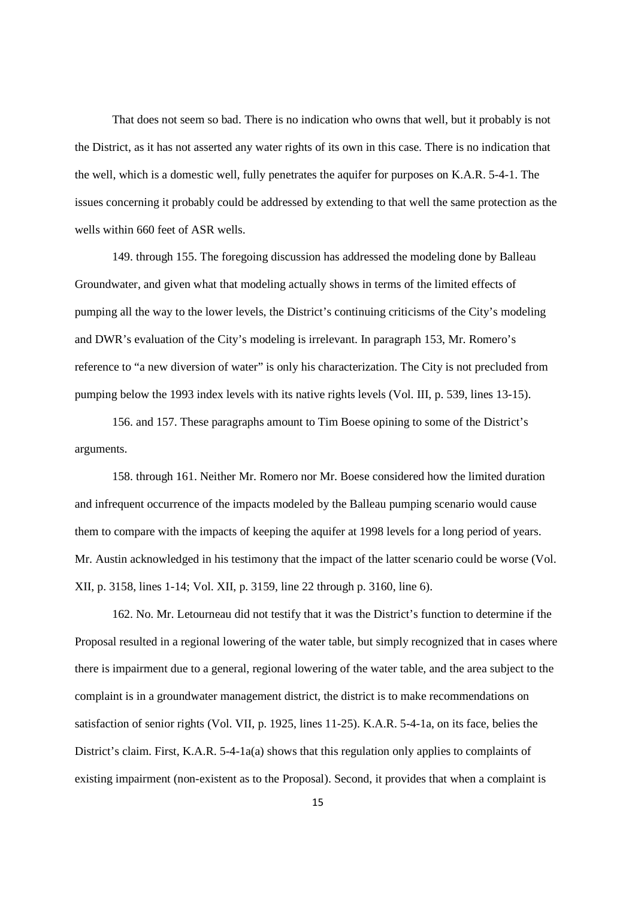That does not seem so bad. There is no indication who owns that well, but it probably is not the District, as it has not asserted any water rights of its own in this case. There is no indication that the well, which is a domestic well, fully penetrates the aquifer for purposes on K.A.R. 5-4-1. The issues concerning it probably could be addressed by extending to that well the same protection as the wells within 660 feet of ASR wells.

149. through 155. The foregoing discussion has addressed the modeling done by Balleau Groundwater, and given what that modeling actually shows in terms of the limited effects of pumping all the way to the lower levels, the District's continuing criticisms of the City's modeling and DWR's evaluation of the City's modeling is irrelevant. In paragraph 153, Mr. Romero's reference to "a new diversion of water" is only his characterization. The City is not precluded from pumping below the 1993 index levels with its native rights levels (Vol. III, p. 539, lines 13-15).

156. and 157. These paragraphs amount to Tim Boese opining to some of the District's arguments.

158. through 161. Neither Mr. Romero nor Mr. Boese considered how the limited duration and infrequent occurrence of the impacts modeled by the Balleau pumping scenario would cause them to compare with the impacts of keeping the aquifer at 1998 levels for a long period of years. Mr. Austin acknowledged in his testimony that the impact of the latter scenario could be worse (Vol. XII, p. 3158, lines 1-14; Vol. XII, p. 3159, line 22 through p. 3160, line 6).

162. No. Mr. Letourneau did not testify that it was the District's function to determine if the Proposal resulted in a regional lowering of the water table, but simply recognized that in cases where there is impairment due to a general, regional lowering of the water table, and the area subject to the complaint is in a groundwater management district, the district is to make recommendations on satisfaction of senior rights (Vol. VII, p. 1925, lines 11-25). K.A.R. 5-4-1a, on its face, belies the District's claim. First, K.A.R. 5-4-1a(a) shows that this regulation only applies to complaints of existing impairment (non-existent as to the Proposal). Second, it provides that when a complaint is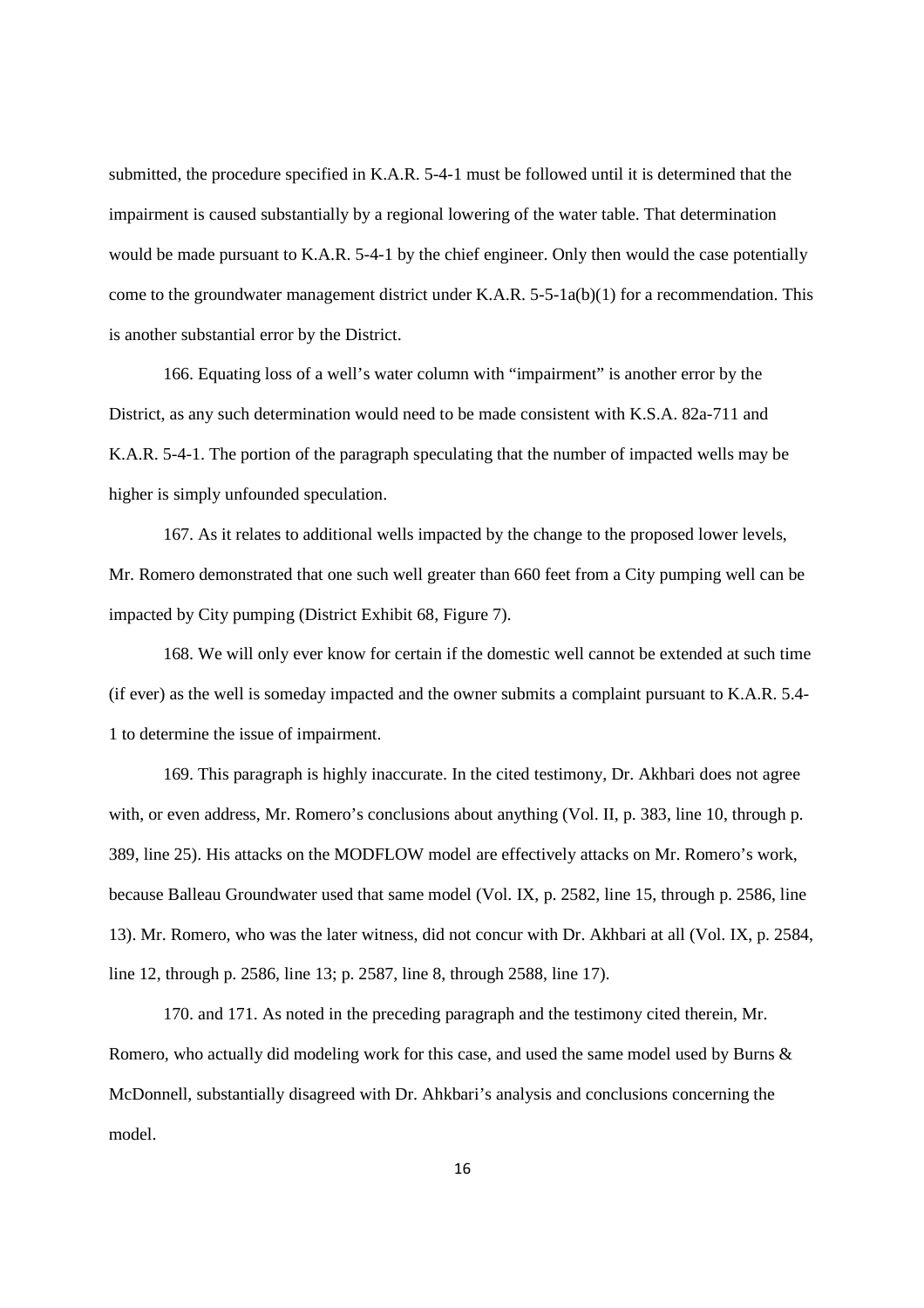submitted, the procedure specified in K.A.R. 5-4-1 must be followed until it is determined that the impairment is caused substantially by a regional lowering of the water table. That determination would be made pursuant to K.A.R. 5-4-1 by the chief engineer. Only then would the case potentially come to the groundwater management district under K.A.R. 5-5-1a(b)(1) for a recommendation. This is another substantial error by the District.

166. Equating loss of a well's water column with "impairment" is another error by the District, as any such determination would need to be made consistent with K.S.A. 82a-711 and K.A.R. 5-4-1. The portion of the paragraph speculating that the number of impacted wells may be higher is simply unfounded speculation.

167. As it relates to additional wells impacted by the change to the proposed lower levels, Mr. Romero demonstrated that one such well greater than 660 feet from a City pumping well can be impacted by City pumping (District Exhibit 68, Figure 7).

168. We will only ever know for certain if the domestic well cannot be extended at such time (if ever) as the well is someday impacted and the owner submits a complaint pursuant to K.A.R. 5.4-1 to determine the issue of impairment.

169. This paragraph is highly inaccurate. In the cited testimony, Dr. Akhbari does not agree with, or even address, Mr. Romero's conclusions about anything (Vol. II, p. 383, line 10, through p. 389, line 25). His attacks on the MODFLOW model are effectively attacks on Mr. Romero's work, because Balleau Groundwater used that same model (Vol. IX, p. 2582, line 15, through p. 2586, line 13). Mr. Romero, who was the later witness, did not concur with Dr. Akhbari at all (Vol. IX, p. 2584, line 12, through p. 2586, line 13; p. 2587, line 8, through 2588, line 17).

170. and 171. As noted in the preceding paragraph and the testimony cited therein, Mr. Romero, who actually did modeling work for this case, and used the same model used by Burns & McDonnell, substantially disagreed with Dr. Ahkbari's analysis and conclusions concerning the model.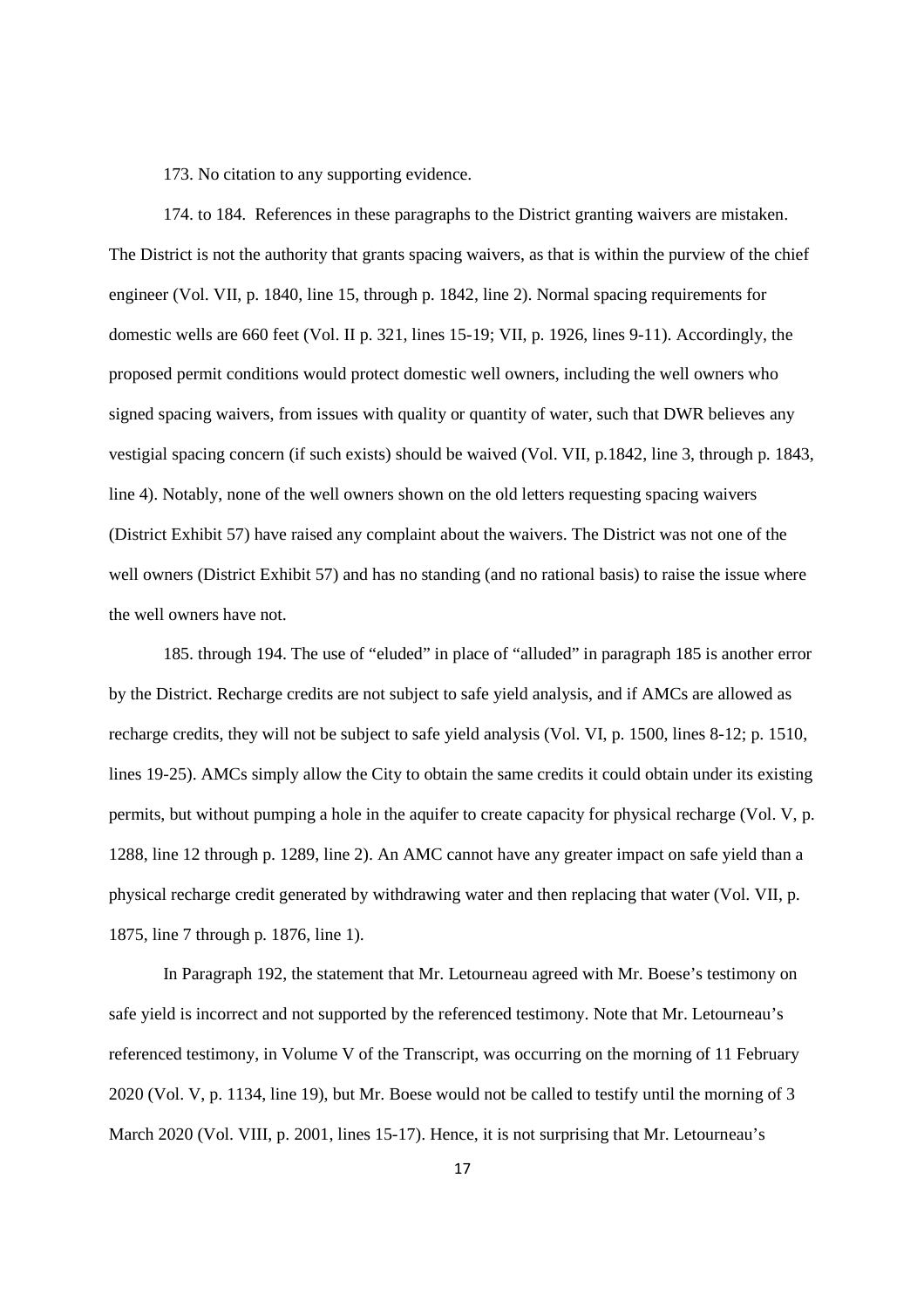173. No citation to any supporting evidence.

174. to 184. References in these paragraphs to the District granting waivers are mistaken. The District is not the authority that grants spacing waivers, as that is within the purview of the chief engineer (Vol. VII, p. 1840, line 15, through p. 1842, line 2). Normal spacing requirements for domestic wells are 660 feet (Vol. II p. 321, lines 15-19; VII, p. 1926, lines 9-11). Accordingly, the proposed permit conditions would protect domestic well owners, including the well owners who signed spacing waivers, from issues with quality or quantity of water, such that DWR believes any vestigial spacing concern (if such exists) should be waived (Vol. VII, p.1842, line 3, through p. 1843, line 4). Notably, none of the well owners shown on the old letters requesting spacing waivers (District Exhibit 57) have raised any complaint about the waivers. The District was not one of the well owners (District Exhibit 57) and has no standing (and no rational basis) to raise the issue where the well owners have not.

185. through 194. The use of "eluded" in place of "alluded" in paragraph 185 is another error by the District. Recharge credits are not subject to safe yield analysis, and if AMCs are allowed as recharge credits, they will not be subject to safe yield analysis (Vol. VI, p. 1500, lines 8-12; p. 1510, lines 19-25). AMCs simply allow the City to obtain the same credits it could obtain under its existing permits, but without pumping a hole in the aquifer to create capacity for physical recharge (Vol. V, p. 1288, line 12 through p. 1289, line 2). An AMC cannot have any greater impact on safe yield than a physical recharge credit generated by withdrawing water and then replacing that water (Vol. VII, p. 1875, line 7 through p. 1876, line 1).

In Paragraph 192, the statement that Mr. Letourneau agreed with Mr. Boese's testimony on safe yield is incorrect and not supported by the referenced testimony. Note that Mr. Letourneau's referenced testimony, in Volume V of the Transcript, was occurring on the morning of 11 February 2020 (Vol. V, p. 1134, line 19), but Mr. Boese would not be called to testify until the morning of 3 March 2020 (Vol. VIII, p. 2001, lines 15-17). Hence, it is not surprising that Mr. Letourneau's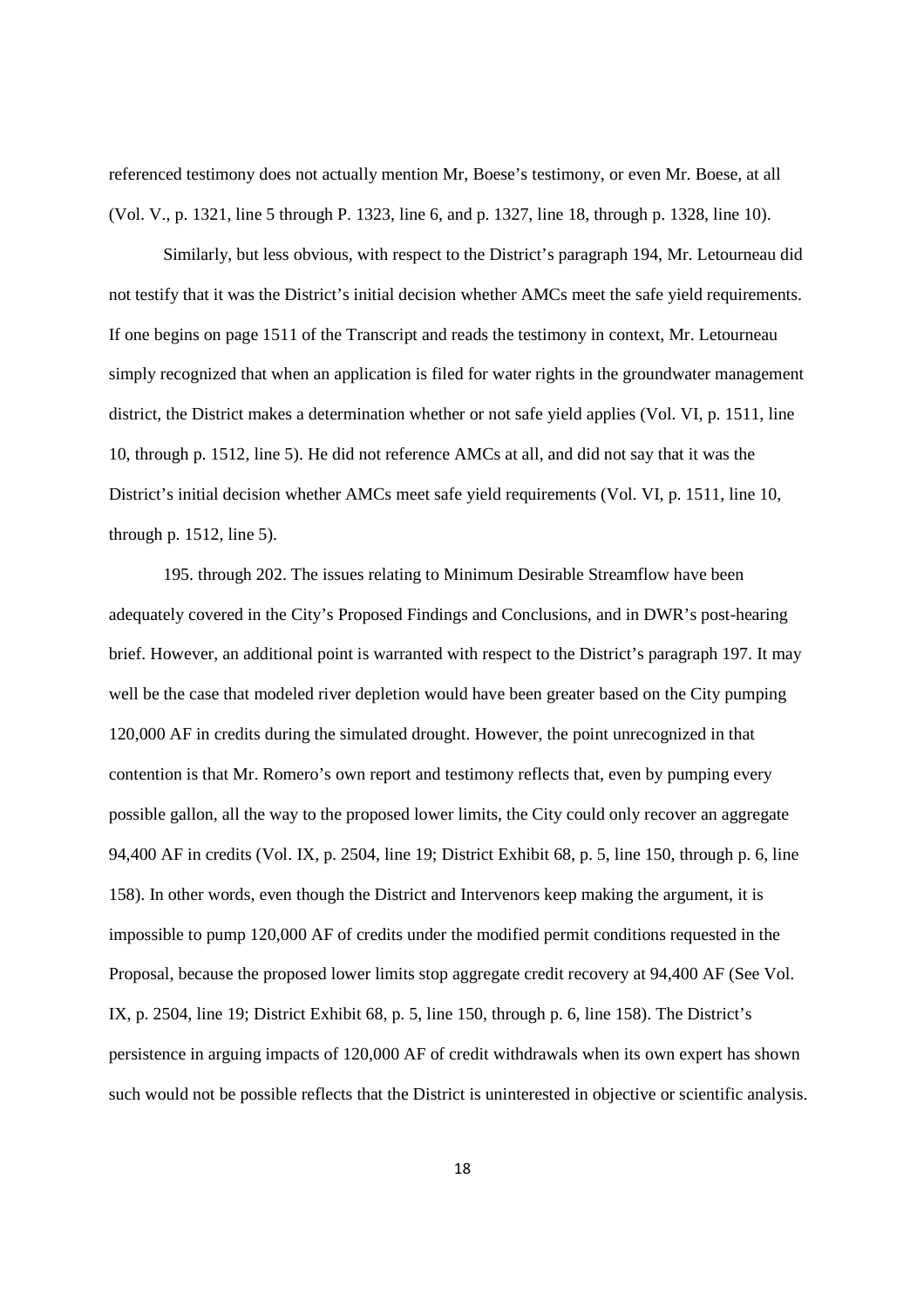referenced testimony does not actually mention Mr, Boese's testimony, or even Mr. Boese, at all (Vol. V., p. 1321, line 5 through P. 1323, line 6, and p. 1327, line 18, through p. 1328, line 10).

Similarly, but less obvious, with respect to the District's paragraph 194, Mr. Letourneau did not testify that it was the District's initial decision whether AMCs meet the safe yield requirements. If one begins on page 1511 of the Transcript and reads the testimony in context, Mr. Letourneau simply recognized that when an application is filed for water rights in the groundwater management district, the District makes a determination whether or not safe yield applies (Vol. VI, p. 1511, line 10, through p. 1512, line 5). He did not reference AMCs at all, and did not say that it was the District's initial decision whether AMCs meet safe yield requirements (Vol. VI, p. 1511, line 10, through p. 1512, line 5).

195. through 202. The issues relating to Minimum Desirable Streamflow have been adequately covered in the City's Proposed Findings and Conclusions, and in DWR's post-hearing brief. However, an additional point is warranted with respect to the District's paragraph 197. It may well be the case that modeled river depletion would have been greater based on the City pumping 120,000 AF in credits during the simulated drought. However, the point unrecognized in that contention is that Mr. Romero's own report and testimony reflects that, even by pumping every possible gallon, all the way to the proposed lower limits, the City could only recover an aggregate 94,400 AF in credits (Vol. IX, p. 2504, line 19; District Exhibit 68, p. 5, line 150, through p. 6, line 158). In other words, even though the District and Intervenors keep making the argument, it is impossible to pump 120,000 AF of credits under the modified permit conditions requested in the Proposal, because the proposed lower limits stop aggregate credit recovery at 94,400 AF (See Vol. IX, p. 2504, line 19; District Exhibit 68, p. 5, line 150, through p. 6, line 158). The District's persistence in arguing impacts of 120,000 AF of credit withdrawals when its own expert has shown such would not be possible reflects that the District is uninterested in objective or scientific analysis.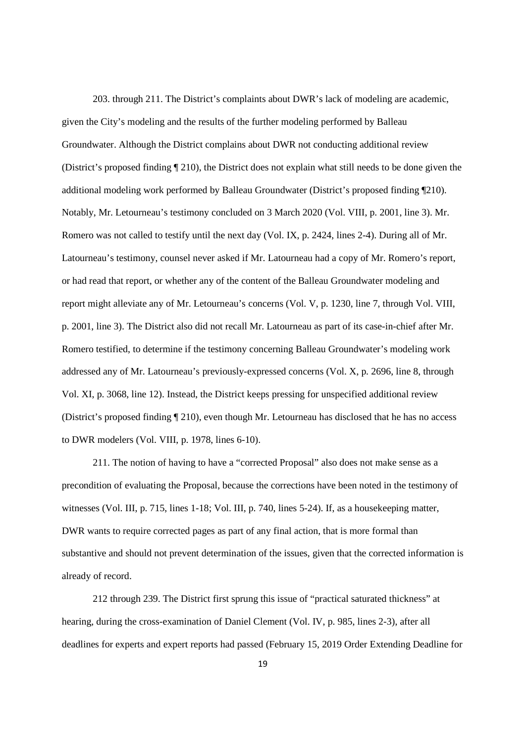203. through 211. The District's complaints about DWR's lack of modeling are academic, given the City's modeling and the results of the further modeling performed by Balleau Groundwater. Although the District complains about DWR not conducting additional review (District's proposed finding ¶ 210), the District does not explain what still needs to be done given the additional modeling work performed by Balleau Groundwater (District's proposed finding ¶210). Notably, Mr. Letourneau's testimony concluded on 3 March 2020 (Vol. VIII, p. 2001, line 3). Mr. Romero was not called to testify until the next day (Vol. IX, p. 2424, lines 2-4). During all of Mr. Latourneau's testimony, counsel never asked if Mr. Latourneau had a copy of Mr. Romero's report, or had read that report, or whether any of the content of the Balleau Groundwater modeling and report might alleviate any of Mr. Letourneau's concerns (Vol. V, p. 1230, line 7, through Vol. VIII, p. 2001, line 3). The District also did not recall Mr. Latourneau as part of its case-in-chief after Mr. Romero testified, to determine if the testimony concerning Balleau Groundwater's modeling work addressed any of Mr. Latourneau's previously-expressed concerns (Vol. X, p. 2696, line 8, through Vol. XI, p. 3068, line 12). Instead, the District keeps pressing for unspecified additional review (District's proposed finding ¶ 210), even though Mr. Letourneau has disclosed that he has no access to DWR modelers (Vol. VIII, p. 1978, lines 6-10).

211. The notion of having to have a "corrected Proposal" also does not make sense as a precondition of evaluating the Proposal, because the corrections have been noted in the testimony of witnesses (Vol. III, p. 715, lines 1-18; Vol. III, p. 740, lines 5-24). If, as a housekeeping matter, DWR wants to require corrected pages as part of any final action, that is more formal than substantive and should not prevent determination of the issues, given that the corrected information is already of record.

212 through 239. The District first sprung this issue of "practical saturated thickness" at hearing, during the cross-examination of Daniel Clement (Vol. IV, p. 985, lines 2-3), after all deadlines for experts and expert reports had passed (February 15, 2019 Order Extending Deadline for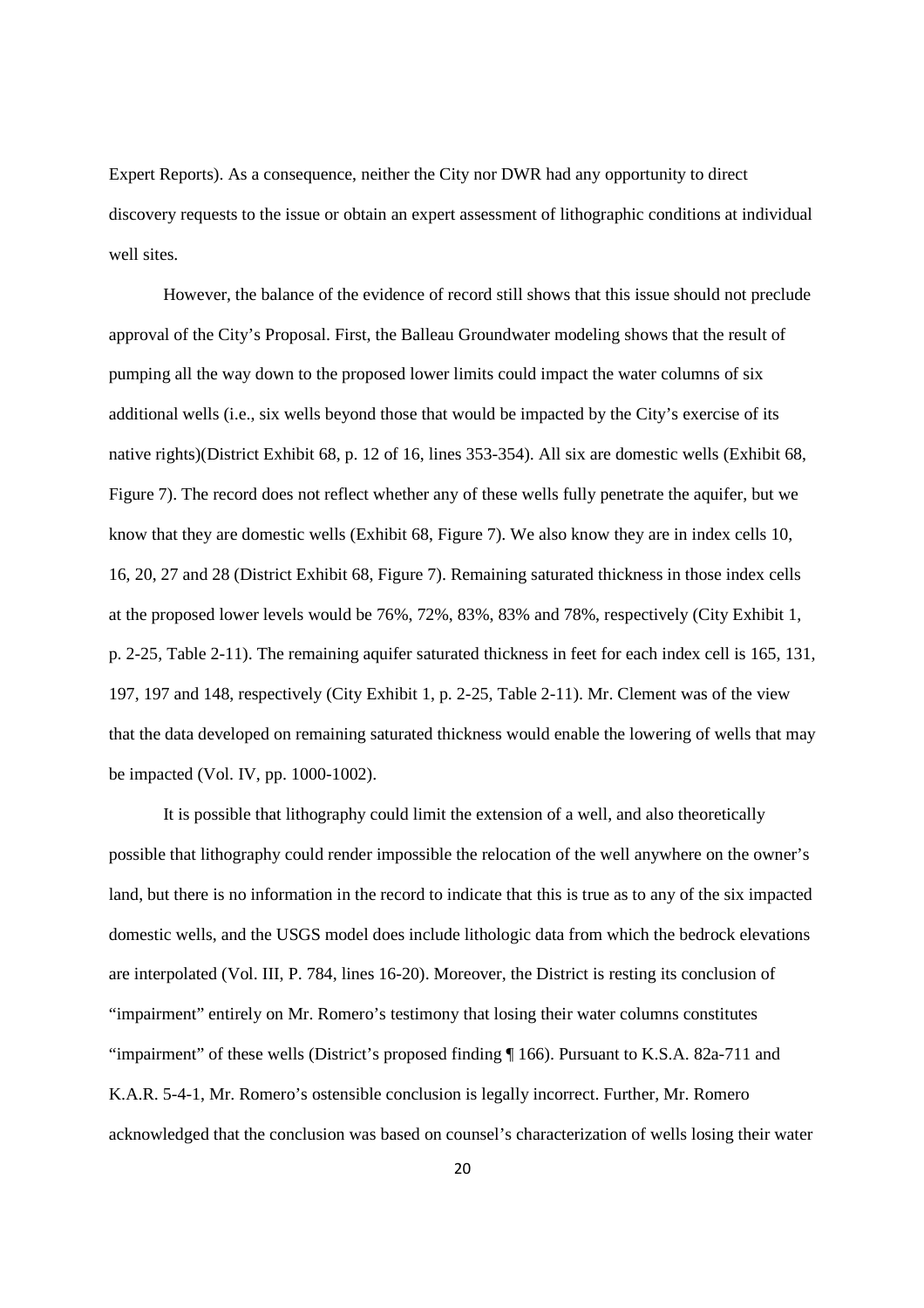Expert Reports). As a consequence, neither the City nor DWR had any opportunity to direct discovery requests to the issue or obtain an expert assessment of lithographic conditions at individual well sites.

However, the balance of the evidence of record still shows that this issue should not preclude approval of the City's Proposal. First, the Balleau Groundwater modeling shows that the result of pumping all the way down to the proposed lower limits could impact the water columns of six additional wells (i.e., six wells beyond those that would be impacted by the City's exercise of its native rights)(District Exhibit 68, p. 12 of 16, lines 353-354). All six are domestic wells (Exhibit 68, Figure 7). The record does not reflect whether any of these wells fully penetrate the aquifer, but we know that they are domestic wells (Exhibit 68, Figure 7). We also know they are in index cells 10, 16, 20, 27 and 28 (District Exhibit 68, Figure 7). Remaining saturated thickness in those index cells at the proposed lower levels would be 76%, 72%, 83%, 83% and 78%, respectively (City Exhibit 1, p. 2-25, Table 2-11). The remaining aquifer saturated thickness in feet for each index cell is 165, 131, 197, 197 and 148, respectively (City Exhibit 1, p. 2-25, Table 2-11). Mr. Clement was of the view that the data developed on remaining saturated thickness would enable the lowering of wells that may be impacted (Vol. IV, pp. 1000-1002).

It is possible that lithography could limit the extension of a well, and also theoretically possible that lithography could render impossible the relocation of the well anywhere on the owner's land, but there is no information in the record to indicate that this is true as to any of the six impacted domestic wells, and the USGS model does include lithologic data from which the bedrock elevations are interpolated (Vol. III, P. 784, lines 16-20). Moreover, the District is resting its conclusion of "impairment" entirely on Mr. Romero's testimony that losing their water columns constitutes "impairment" of these wells (District's proposed finding ¶ 166). Pursuant to K.S.A. 82a-711 and K.A.R. 5-4-1, Mr. Romero's ostensible conclusion is legally incorrect. Further, Mr. Romero acknowledged that the conclusion was based on counsel's characterization of wells losing their water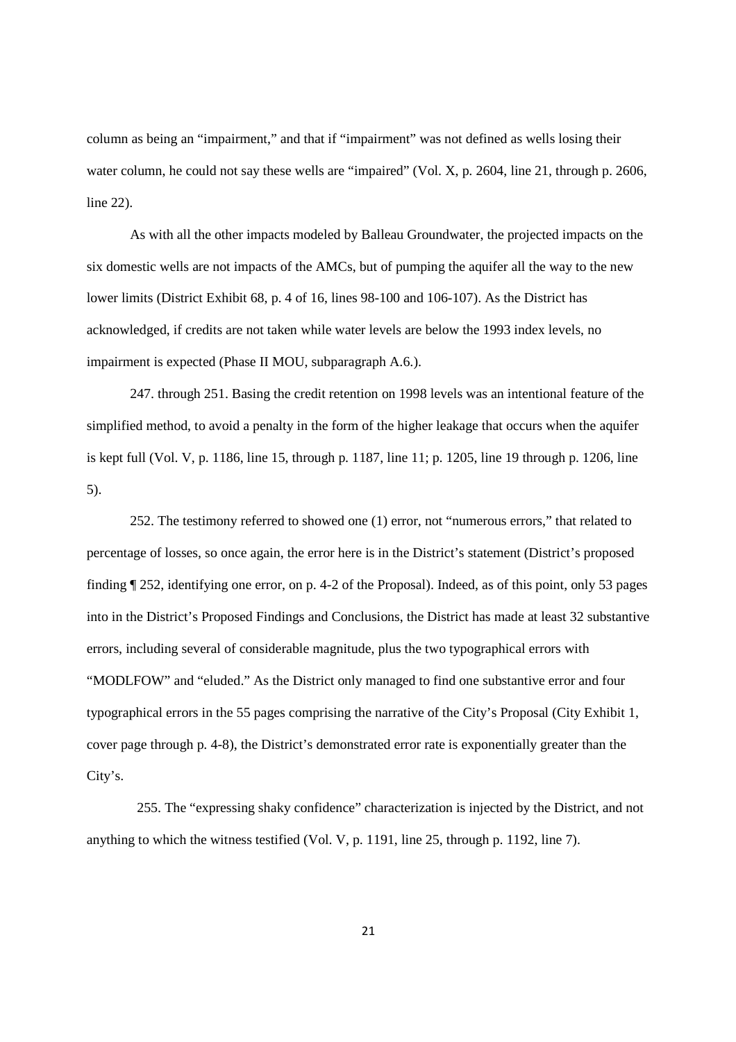column as being an "impairment," and that if "impairment" was not defined as wells losing their water column, he could not say these wells are "impaired" (Vol. X, p. 2604, line 21, through p. 2606, line 22).

As with all the other impacts modeled by Balleau Groundwater, the projected impacts on the six domestic wells are not impacts of the AMCs, but of pumping the aquifer all the way to the new lower limits (District Exhibit 68, p. 4 of 16, lines 98-100 and 106-107). As the District has acknowledged, if credits are not taken while water levels are below the 1993 index levels, no impairment is expected (Phase II MOU, subparagraph A.6.).

247. through 251. Basing the credit retention on 1998 levels was an intentional feature of the simplified method, to avoid a penalty in the form of the higher leakage that occurs when the aquifer is kept full (Vol. V, p. 1186, line 15, through p. 1187, line 11; p. 1205, line 19 through p. 1206, line 5).

252. The testimony referred to showed one (1) error, not "numerous errors," that related to percentage of losses, so once again, the error here is in the District's statement (District's proposed finding ¶ 252, identifying one error, on p. 4-2 of the Proposal). Indeed, as of this point, only 53 pages into in the District's Proposed Findings and Conclusions, the District has made at least 32 substantive errors, including several of considerable magnitude, plus the two typographical errors with "MODLFOW" and "eluded." As the District only managed to find one substantive error and four typographical errors in the 55 pages comprising the narrative of the City's Proposal (City Exhibit 1, cover page through p. 4-8), the District's demonstrated error rate is exponentially greater than the City's.

255. The "expressing shaky confidence" characterization is injected by the District, and not anything to which the witness testified (Vol. V, p. 1191, line 25, through p. 1192, line 7).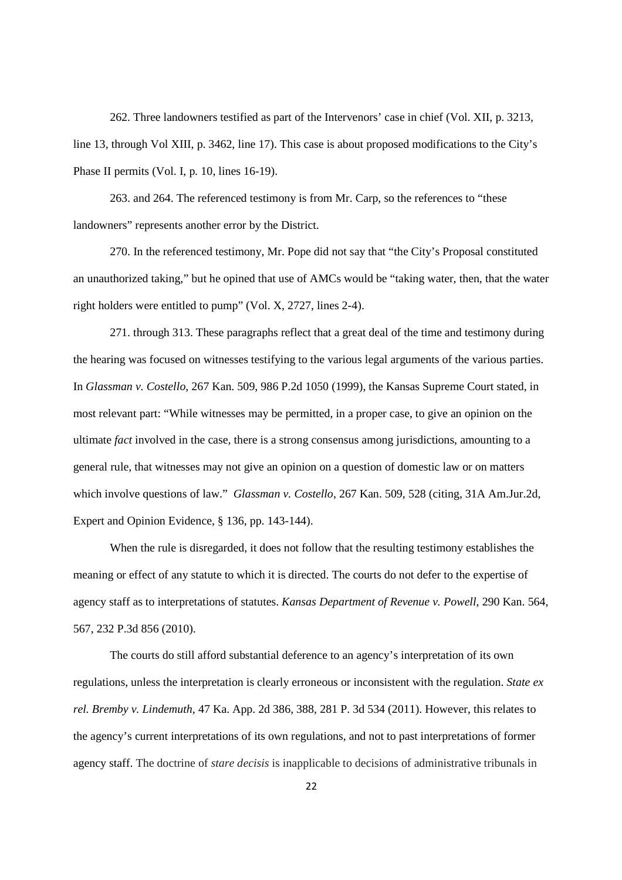262. Three landowners testified as part of the Intervenors' case in chief (Vol. XII, p. 3213, line 13, through Vol XIII, p. 3462, line 17). This case is about proposed modifications to the City's Phase II permits (Vol. I, p. 10, lines 16-19).

263. and 264. The referenced testimony is from Mr. Carp, so the references to "these landowners" represents another error by the District.

270. In the referenced testimony, Mr. Pope did not say that "the City's Proposal constituted an unauthorized taking," but he opined that use of AMCs would be "taking water, then, that the water right holders were entitled to pump" (Vol. X, 2727, lines 2-4).

271. through 313. These paragraphs reflect that a great deal of the time and testimony during the hearing was focused on witnesses testifying to the various legal arguments of the various parties. In *Glassman v. Costello*, 267 Kan. 509, 986 P.2d 1050 (1999), the Kansas Supreme Court stated, in most relevant part: "While witnesses may be permitted, in a proper case, to give an opinion on the ultimate *fact* involved in the case, there is a strong consensus among jurisdictions, amounting to a general rule, that witnesses may not give an opinion on a question of domestic law or on matters which involve questions of law." *Glassman v. Costello*, 267 Kan. 509, 528 (citing, 31A Am.Jur.2d, Expert and Opinion Evidence, § 136, pp. 143-144).

When the rule is disregarded, it does not follow that the resulting testimony establishes the meaning or effect of any statute to which it is directed. The courts do not defer to the expertise of agency staff as to interpretations of statutes. *Kansas Department of Revenue v. Powell*, 290 Kan. 564, 567, 232 P.3d 856 (2010).

The courts do still afford substantial deference to an agency's interpretation of its own regulations, unless the interpretation is clearly erroneous or inconsistent with the regulation. *State ex rel. Bremby v. Lindemuth*, 47 Ka. App. 2d 386, 388, 281 P. 3d 534 (2011). However, this relates to the agency's current interpretations of its own regulations, and not to past interpretations of former agency staff. The doctrine of *stare decisis* is inapplicable to decisions of administrative tribunals in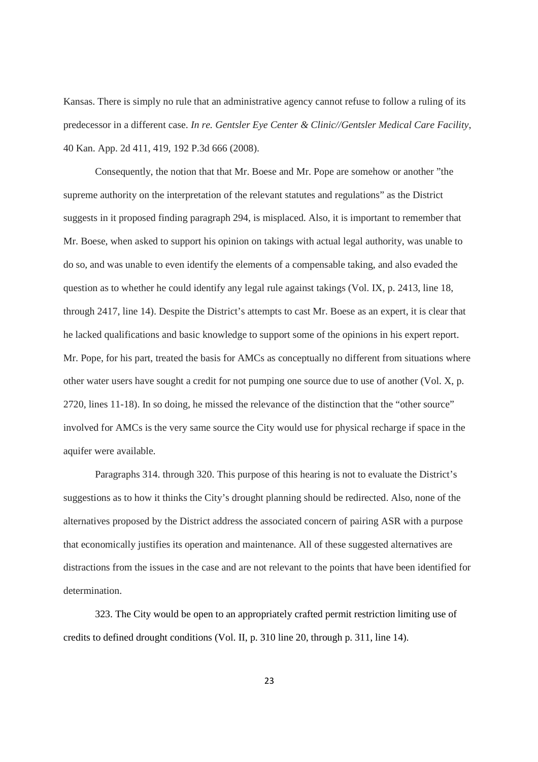Kansas. There is simply no rule that an administrative agency cannot refuse to follow a ruling of its predecessor in a different case. *In re. Gentsler Eye Center & Clinic//Gentsler Medical Care Facility*, 40 Kan. App. 2d 411, 419, 192 P.3d 666 (2008).

Consequently, the notion that that Mr. Boese and Mr. Pope are somehow or another "the supreme authority on the interpretation of the relevant statutes and regulations" as the District suggests in it proposed finding paragraph 294, is misplaced. Also, it is important to remember that Mr. Boese, when asked to support his opinion on takings with actual legal authority, was unable to do so, and was unable to even identify the elements of a compensable taking, and also evaded the question as to whether he could identify any legal rule against takings (Vol. IX, p. 2413, line 18, through 2417, line 14). Despite the District's attempts to cast Mr. Boese as an expert, it is clear that he lacked qualifications and basic knowledge to support some of the opinions in his expert report. Mr. Pope, for his part, treated the basis for AMCs as conceptually no different from situations where other water users have sought a credit for not pumping one source due to use of another (Vol. X, p. 2720, lines 11-18). In so doing, he missed the relevance of the distinction that the "other source" involved for AMCs is the very same source the City would use for physical recharge if space in the aquifer were available.

Paragraphs 314. through 320. This purpose of this hearing is not to evaluate the District's suggestions as to how it thinks the City's drought planning should be redirected. Also, none of the alternatives proposed by the District address the associated concern of pairing ASR with a purpose that economically justifies its operation and maintenance. All of these suggested alternatives are distractions from the issues in the case and are not relevant to the points that have been identified for determination.

323. The City would be open to an appropriately crafted permit restriction limiting use of credits to defined drought conditions (Vol. II, p. 310 line 20, through p. 311, line 14).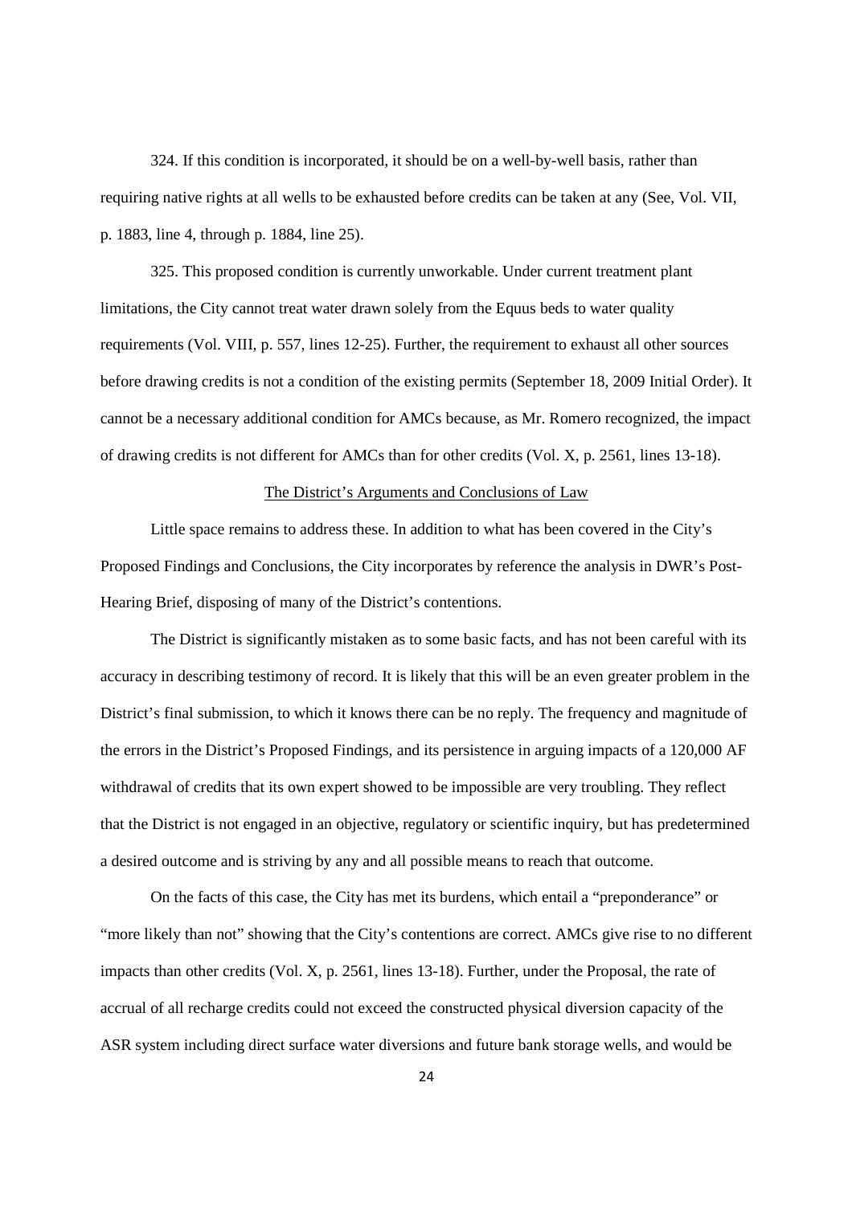324. If this condition is incorporated, it should be on a well-by-well basis, rather than requiring native rights at all wells to be exhausted before credits can be taken at any (See, Vol. VII, p. 1883, line 4, through p. 1884, line 25).

325. This proposed condition is currently unworkable. Under current treatment plant limitations, the City cannot treat water drawn solely from the Equus beds to water quality requirements (Vol. VIII, p. 557, lines 12-25). Further, the requirement to exhaust all other sources before drawing credits is not a condition of the existing permits (September 18, 2009 Initial Order). It cannot be a necessary additional condition for AMCs because, as Mr. Romero recognized, the impact of drawing credits is not different for AMCs than for other credits (Vol. X, p. 2561, lines 13-18).

## The District's Arguments and Conclusions of Law

Little space remains to address these. In addition to what has been covered in the City's Proposed Findings and Conclusions, the City incorporates by reference the analysis in DWR's Post-Hearing Brief, disposing of many of the District's contentions.

The District is significantly mistaken as to some basic facts, and has not been careful with its accuracy in describing testimony of record. It is likely that this will be an even greater problem in the District's final submission, to which it knows there can be no reply. The frequency and magnitude of the errors in the District's Proposed Findings, and its persistence in arguing impacts of a 120,000 AF withdrawal of credits that its own expert showed to be impossible are very troubling. They reflect that the District is not engaged in an objective, regulatory or scientific inquiry, but has predetermined a desired outcome and is striving by any and all possible means to reach that outcome.

On the facts of this case, the City has met its burdens, which entail a "preponderance" or "more likely than not" showing that the City's contentions are correct. AMCs give rise to no different impacts than other credits (Vol. X, p. 2561, lines 13-18). Further, under the Proposal, the rate of accrual of all recharge credits could not exceed the constructed physical diversion capacity of the ASR system including direct surface water diversions and future bank storage wells, and would be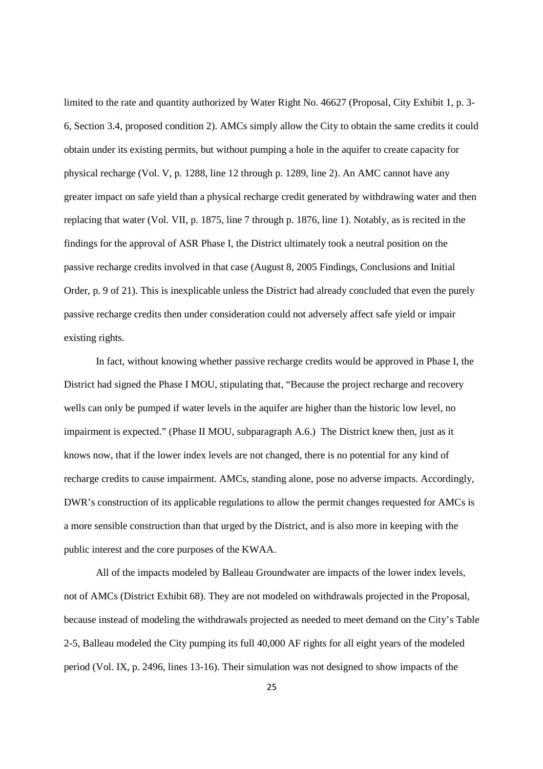limited to the rate and quantity authorized by Water Right No. 46627 (Proposal, City Exhibit 1, p. 3-6, Section 3.4, proposed condition 2). AMCs simply allow the City to obtain the same credits it could obtain under its existing permits, but without pumping a hole in the aquifer to create capacity for physical recharge (Vol. V, p. 1288, line 12 through p. 1289, line 2). An AMC cannot have any greater impact on safe yield than a physical recharge credit generated by withdrawing water and then replacing that water (Vol. VII, p. 1875, line 7 through p. 1876, line 1). Notably, as is recited in the findings for the approval of ASR Phase I, the District ultimately took a neutral position on the passive recharge credits involved in that case (August 8, 2005 Findings, Conclusions and Initial Order, p. 9 of 21). This is inexplicable unless the District had already concluded that even the purely passive recharge credits then under consideration could not adversely affect safe yield or impair existing rights.

In fact, without knowing whether passive recharge credits would be approved in Phase I, the District had signed the Phase I MOU, stipulating that, "Because the project recharge and recovery wells can only be pumped if water levels in the aquifer are higher than the historic low level, no impairment is expected." (Phase II MOU, subparagraph A.6.) The District knew then, just as it knows now, that if the lower index levels are not changed, there is no potential for any kind of recharge credits to cause impairment. AMCs, standing alone, pose no adverse impacts. Accordingly, DWR's construction of its applicable regulations to allow the permit changes requested for AMCs is a more sensible construction than that urged by the District, and is also more in keeping with the public interest and the core purposes of the KWAA.

All of the impacts modeled by Balleau Groundwater are impacts of the lower index levels, not of AMCs (District Exhibit 68). They are not modeled on withdrawals projected in the Proposal, because instead of modeling the withdrawals projected as needed to meet demand on the City's Table 2-5, Balleau modeled the City pumping its full 40,000 AF rights for all eight years of the modeled period (Vol. IX, p. 2496, lines 13-16). Their simulation was not designed to show impacts of the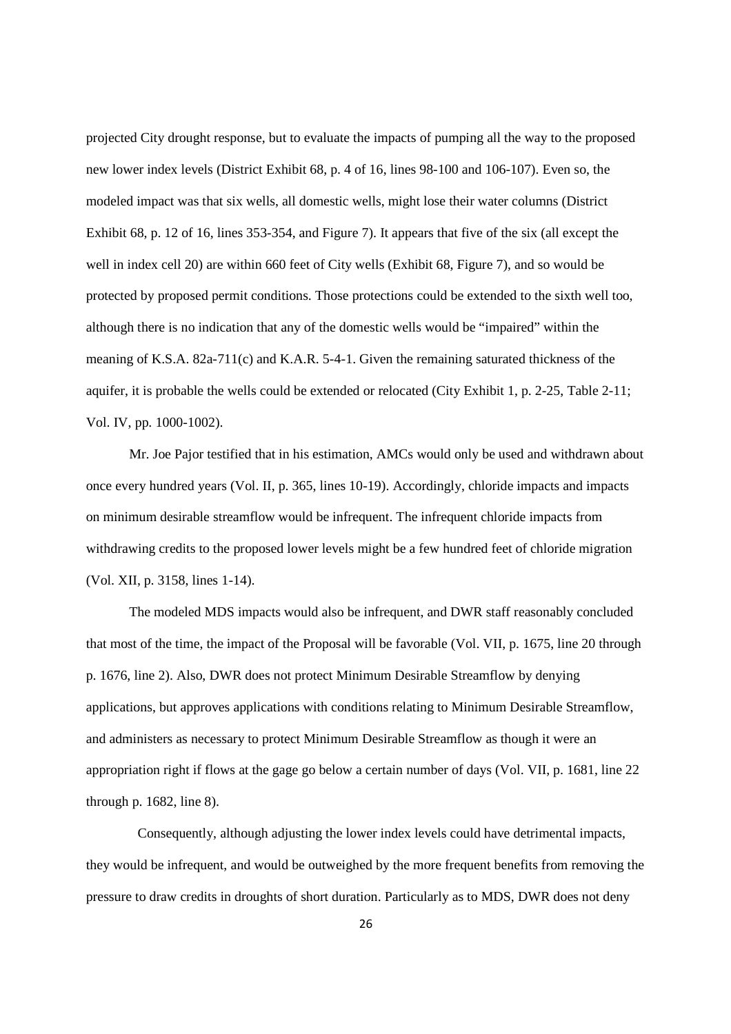projected City drought response, but to evaluate the impacts of pumping all the way to the proposed new lower index levels (District Exhibit 68, p. 4 of 16, lines 98-100 and 106-107). Even so, the modeled impact was that six wells, all domestic wells, might lose their water columns (District Exhibit 68, p. 12 of 16, lines 353-354, and Figure 7). It appears that five of the six (all except the well in index cell 20) are within 660 feet of City wells (Exhibit 68, Figure 7), and so would be protected by proposed permit conditions. Those protections could be extended to the sixth well too, although there is no indication that any of the domestic wells would be "impaired" within the meaning of K.S.A. 82a-711(c) and K.A.R. 5-4-1. Given the remaining saturated thickness of the aquifer, it is probable the wells could be extended or relocated (City Exhibit 1, p. 2-25, Table 2-11; Vol. IV, pp. 1000-1002).

Mr. Joe Pajor testified that in his estimation, AMCs would only be used and withdrawn about once every hundred years (Vol. II, p. 365, lines 10-19). Accordingly, chloride impacts and impacts on minimum desirable streamflow would be infrequent. The infrequent chloride impacts from withdrawing credits to the proposed lower levels might be a few hundred feet of chloride migration (Vol. XII, p. 3158, lines 1-14).

The modeled MDS impacts would also be infrequent, and DWR staff reasonably concluded that most of the time, the impact of the Proposal will be favorable (Vol. VII, p. 1675, line 20 through p. 1676, line 2). Also, DWR does not protect Minimum Desirable Streamflow by denying applications, but approves applications with conditions relating to Minimum Desirable Streamflow, and administers as necessary to protect Minimum Desirable Streamflow as though it were an appropriation right if flows at the gage go below a certain number of days (Vol. VII, p. 1681, line 22 through p. 1682, line 8).

Consequently, although adjusting the lower index levels could have detrimental impacts, they would be infrequent, and would be outweighed by the more frequent benefits from removing the pressure to draw credits in droughts of short duration. Particularly as to MDS, DWR does not deny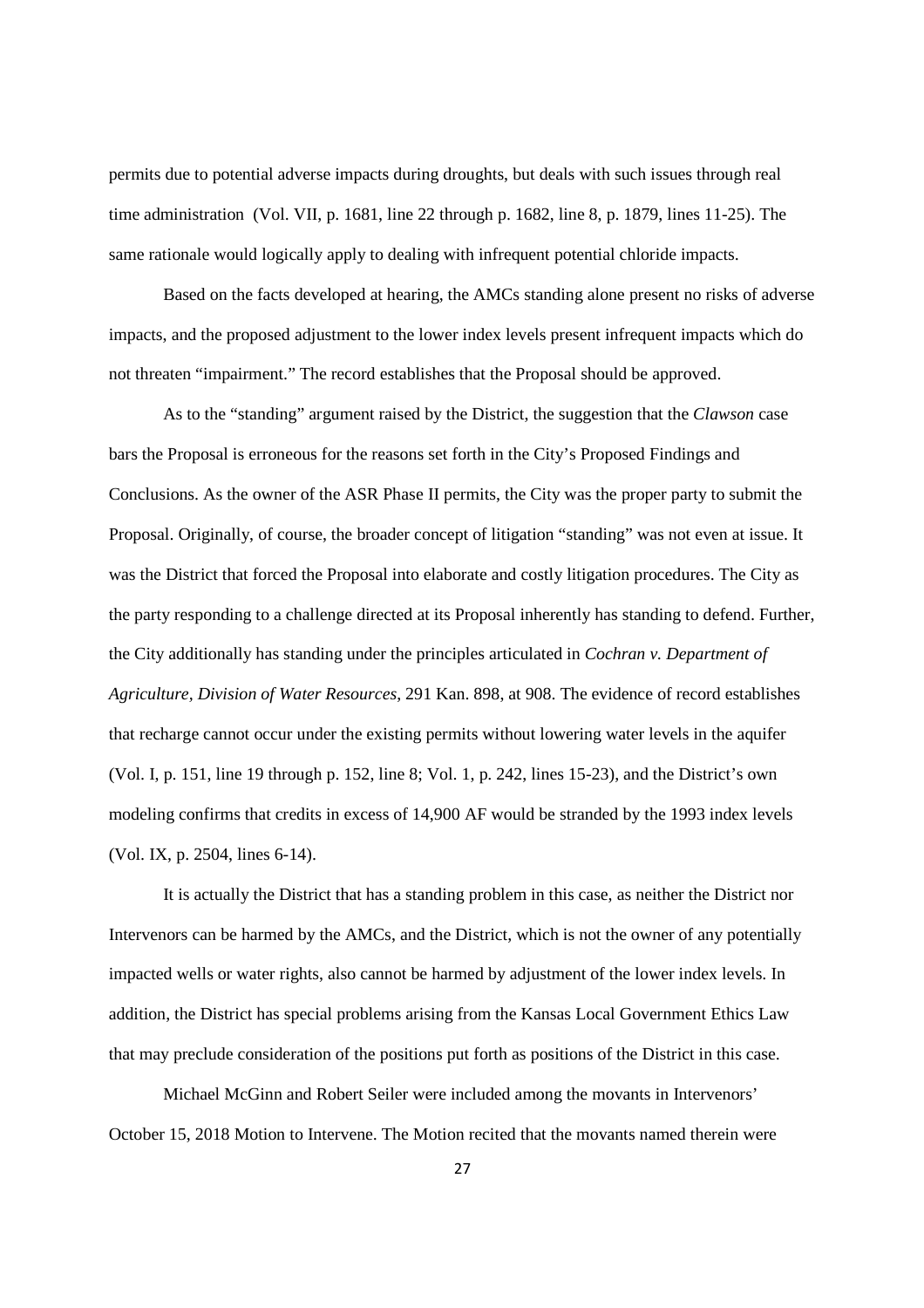permits due to potential adverse impacts during droughts, but deals with such issues through real time administration (Vol. VII, p. 1681, line 22 through p. 1682, line 8, p. 1879, lines 11-25). The same rationale would logically apply to dealing with infrequent potential chloride impacts.

Based on the facts developed at hearing, the AMCs standing alone present no risks of adverse impacts, and the proposed adjustment to the lower index levels present infrequent impacts which do not threaten "impairment." The record establishes that the Proposal should be approved.

As to the "standing" argument raised by the District, the suggestion that the *Clawson* case bars the Proposal is erroneous for the reasons set forth in the City's Proposed Findings and Conclusions. As the owner of the ASR Phase II permits, the City was the proper party to submit the Proposal. Originally, of course, the broader concept of litigation "standing" was not even at issue. It was the District that forced the Proposal into elaborate and costly litigation procedures. The City as the party responding to a challenge directed at its Proposal inherently has standing to defend. Further, the City additionally has standing under the principles articulated in *Cochran v. Department of Agriculture, Division of Water Resources*, 291 Kan. 898, at 908. The evidence of record establishes that recharge cannot occur under the existing permits without lowering water levels in the aquifer (Vol. I, p. 151, line 19 through p. 152, line 8; Vol. 1, p. 242, lines 15-23), and the District's own modeling confirms that credits in excess of 14,900 AF would be stranded by the 1993 index levels (Vol. IX, p. 2504, lines 6-14).

It is actually the District that has a standing problem in this case, as neither the District nor Intervenors can be harmed by the AMCs, and the District, which is not the owner of any potentially impacted wells or water rights, also cannot be harmed by adjustment of the lower index levels. In addition, the District has special problems arising from the Kansas Local Government Ethics Law that may preclude consideration of the positions put forth as positions of the District in this case.

Michael McGinn and Robert Seiler were included among the movants in Intervenors' October 15, 2018 Motion to Intervene. The Motion recited that the movants named therein were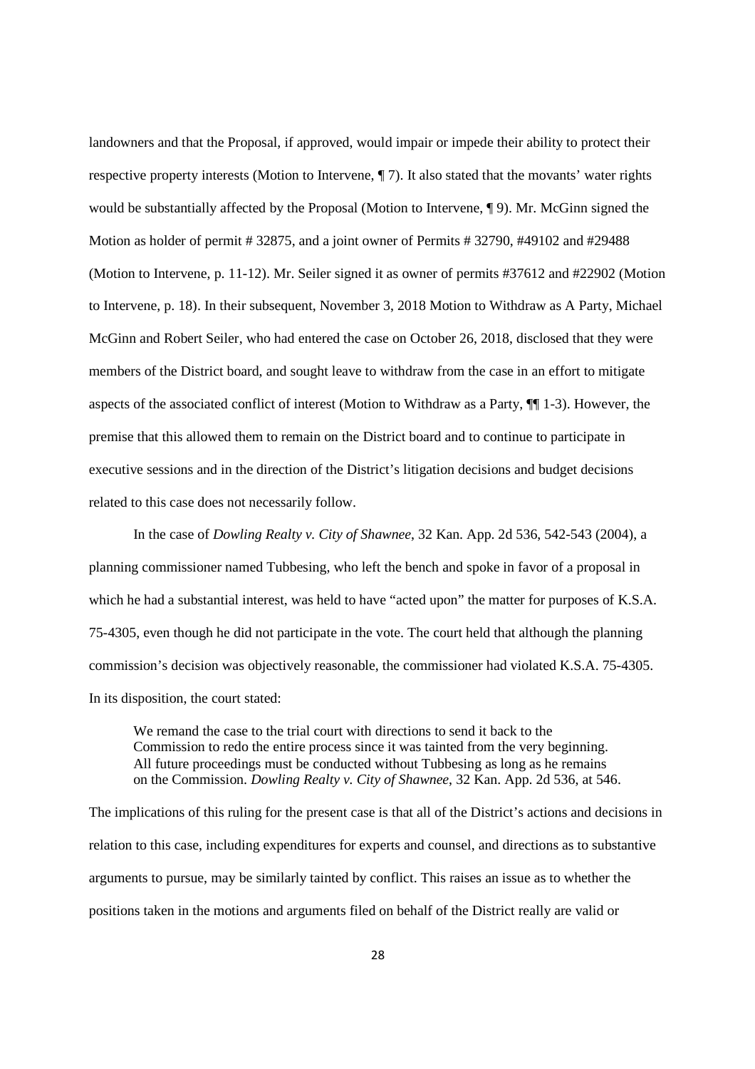landowners and that the Proposal, if approved, would impair or impede their ability to protect their respective property interests (Motion to Intervene, ¶ 7). It also stated that the movants' water rights would be substantially affected by the Proposal (Motion to Intervene, ¶ 9). Mr. McGinn signed the Motion as holder of permit # 32875, and a joint owner of Permits # 32790, #49102 and #29488 (Motion to Intervene, p. 11-12). Mr. Seiler signed it as owner of permits #37612 and #22902 (Motion to Intervene, p. 18). In their subsequent, November 3, 2018 Motion to Withdraw as A Party, Michael McGinn and Robert Seiler, who had entered the case on October 26, 2018, disclosed that they were members of the District board, and sought leave to withdraw from the case in an effort to mitigate aspects of the associated conflict of interest (Motion to Withdraw as a Party, ¶¶ 1-3). However, the premise that this allowed them to remain on the District board and to continue to participate in executive sessions and in the direction of the District's litigation decisions and budget decisions related to this case does not necessarily follow.

In the case of *Dowling Realty v. City of Shawnee*, 32 Kan. App. 2d 536, 542-543 (2004), a planning commissioner named Tubbesing, who left the bench and spoke in favor of a proposal in which he had a substantial interest, was held to have "acted upon" the matter for purposes of K.S.A. 75-4305, even though he did not participate in the vote. The court held that although the planning commission's decision was objectively reasonable, the commissioner had violated K.S.A. 75-4305. In its disposition, the court stated:

> We remand the case to the trial court with directions to send it back to the Commission to redo the entire process since it was tainted from the very beginning. All future proceedings must be conducted without Tubbesing as long as he remains on the Commission. *Dowling Realty v. City of Shawnee*, 32 Kan. App. 2d 536, at 546.

The implications of this ruling for the present case is that all of the District's actions and decisions in relation to this case, including expenditures for experts and counsel, and directions as to substantive arguments to pursue, may be similarly tainted by conflict. This raises an issue as to whether the positions taken in the motions and arguments filed on behalf of the District really are valid or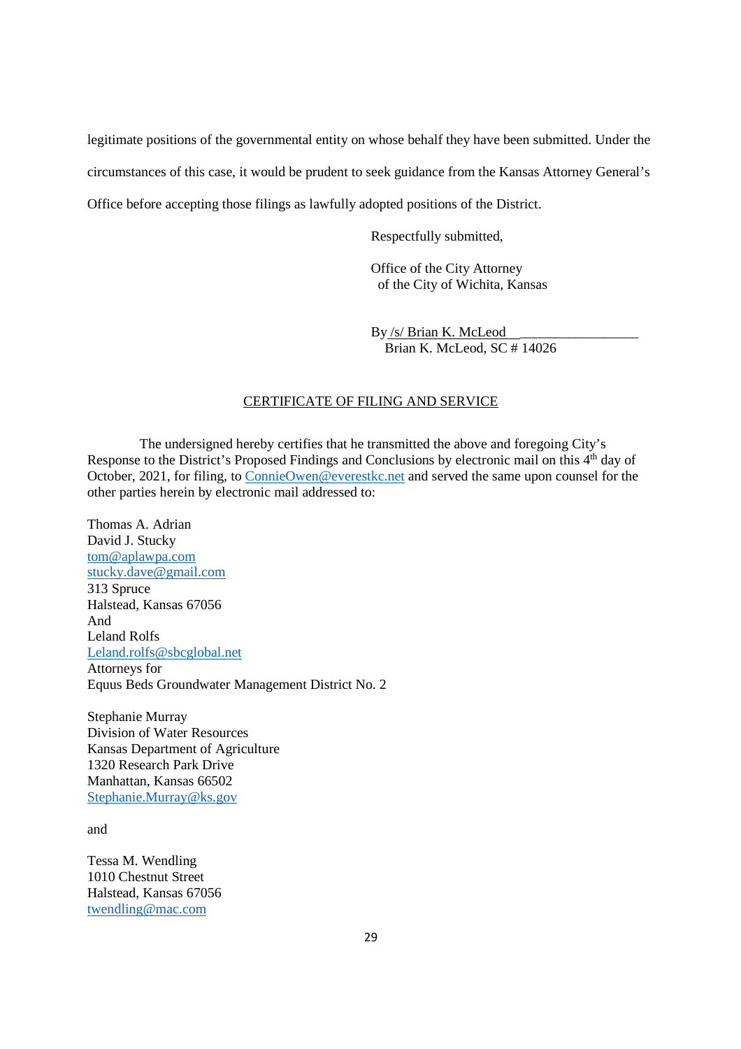legitimate positions of the governmental entity on whose behalf they have been submitted. Under the circumstances of this case, it would be prudent to seek guidance from the Kansas Attorney General's Office before accepting those filings as lawfully adopted positions of the District.

Respectfully submitted,

Office of the City Attorney
of the City of Wichita, Kansas

By /s/ Brian K. McLeod ____________________
Brian K. McLeod, SC # 14026

## CERTIFICATE OF FILING AND SERVICE

The undersigned hereby certifies that he transmitted the above and foregoing City's Response to the District's Proposed Findings and Conclusions by electronic mail on this 4th day of October, 2021, for filing, to ConnieOwen@everestkc.net and served the same upon counsel for the other parties herein by electronic mail addressed to:

Thomas A. Adrian
David J. Stucky
tom@aplawpa.com
stucky.dave@gmail.com
313 Spruce
Halstead, Kansas 67056
And
Leland Rolfs
Leland.rolfs@sbcglobal.net
Attorneys for
Equus Beds Groundwater Management District No. 2

Stephanie Murray
Division of Water Resources
Kansas Department of Agriculture
1320 Research Park Drive
Manhattan, Kansas 66502
Stephanie.Murray@ks.gov

and

Tessa M. Wendling
1010 Chestnut Street
Halstead, Kansas 67056
twendling@mac.com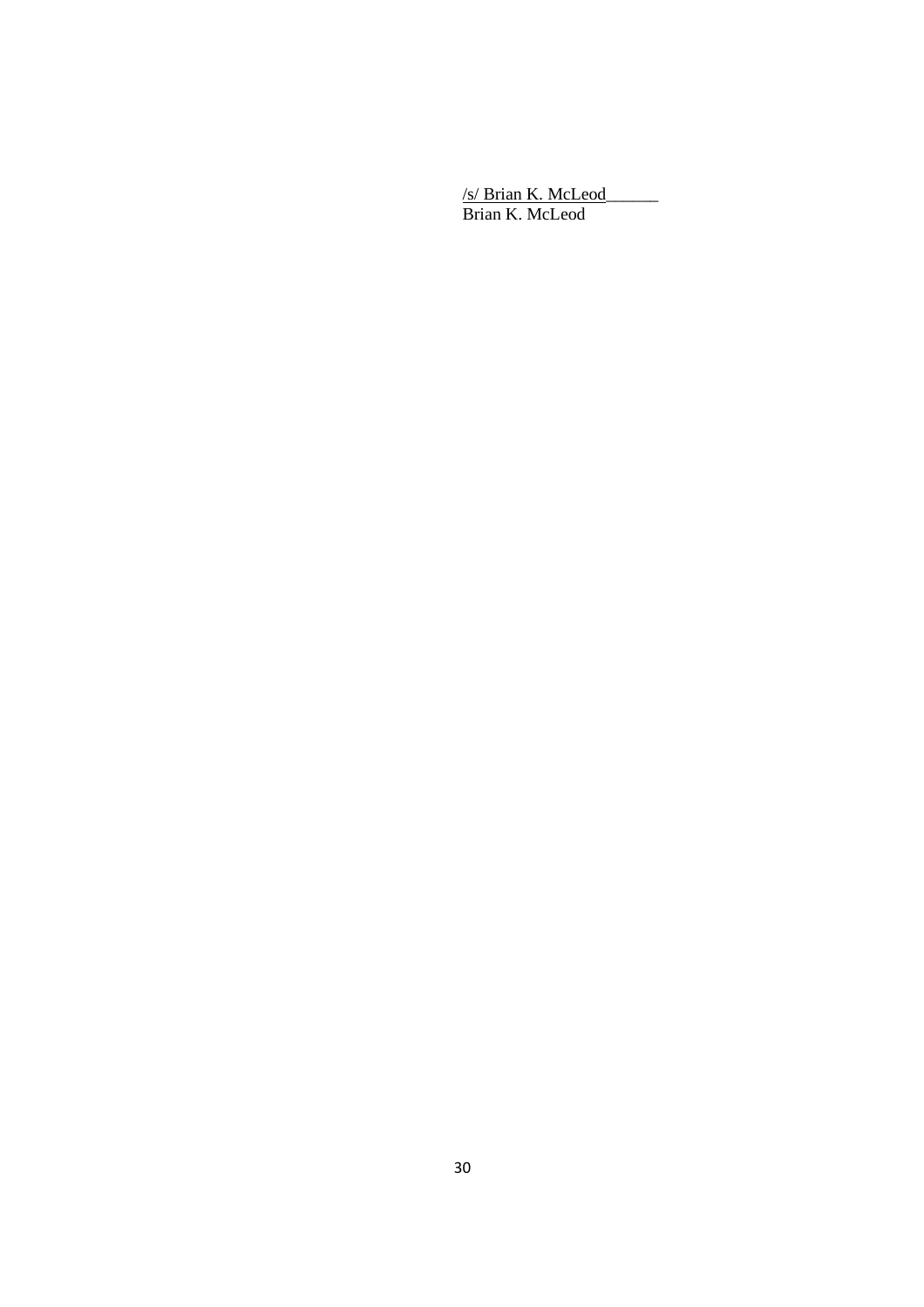/s/ Brian K. McLeod______
Brian K. McLeod